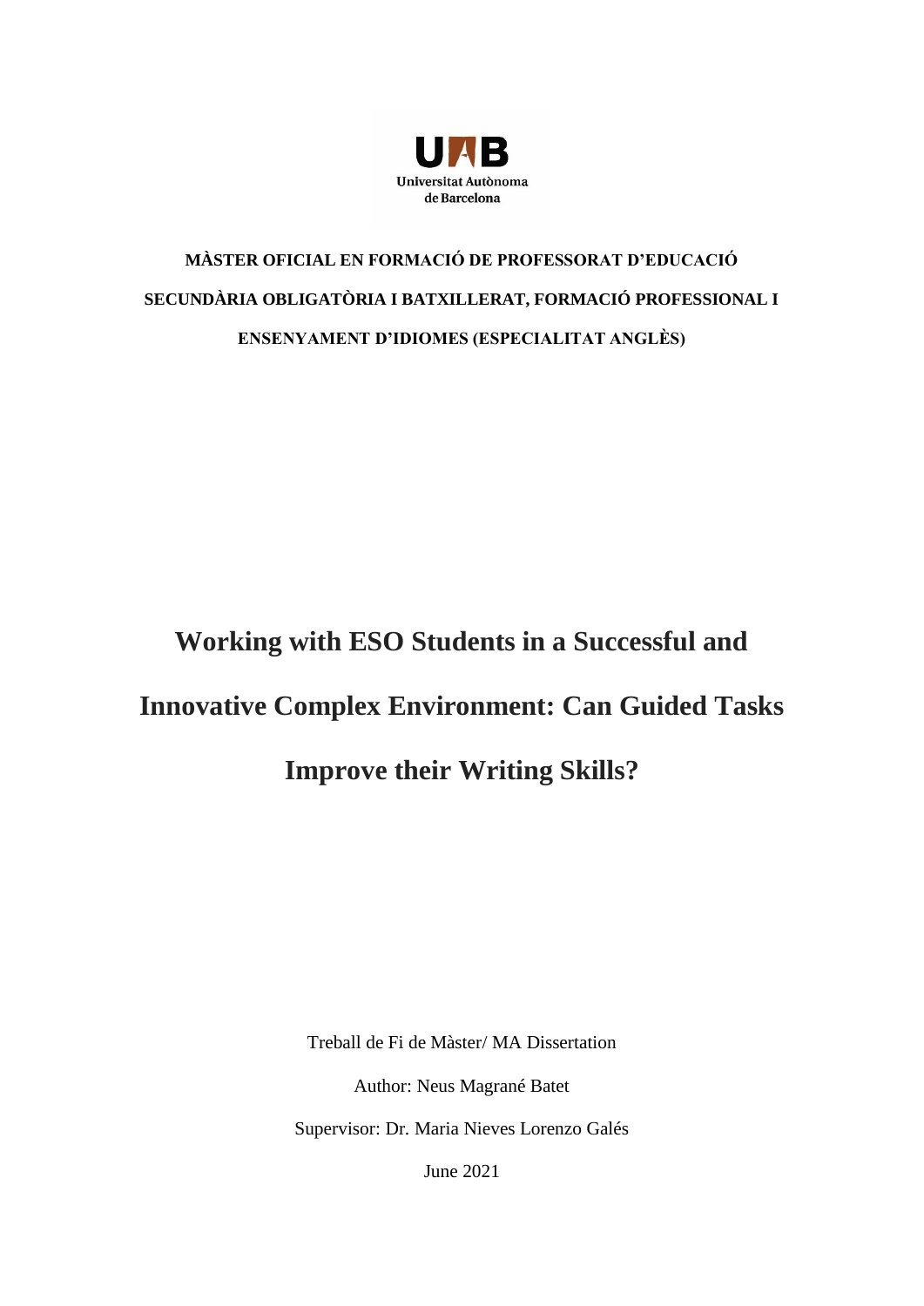UAB Universitat Autònoma de Barcelona

**MÀSTER OFICIAL EN FORMACIÓ DE PROFESSORAT D'EDUCACIÓ SECUNDÀRIA OBLIGATÒRIA I BATXILLERAT, FORMACIÓ PROFESSIONAL I ENSENYAMENT D'IDIOMES (ESPECIALITAT ANGLÈS)**

# Working with ESO Students in a Successful and Innovative Complex Environment: Can Guided Tasks Improve their Writing Skills?

Treball de Fi de Màster/ MA Dissertation

Author: Neus Magrané Batet

Supervisor: Dr. Maria Nieves Lorenzo Galés

June 2021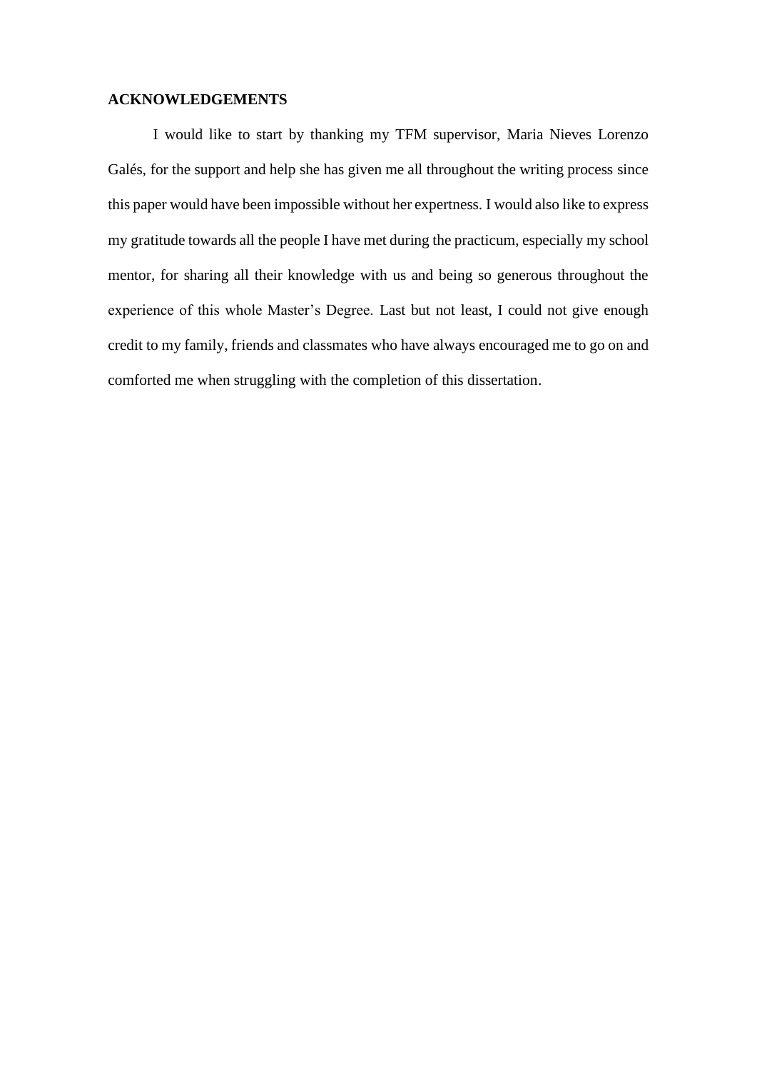## ACKNOWLEDGEMENTS

I would like to start by thanking my TFM supervisor, Maria Nieves Lorenzo Galés, for the support and help she has given me all throughout the writing process since this paper would have been impossible without her expertness. I would also like to express my gratitude towards all the people I have met during the practicum, especially my school mentor, for sharing all their knowledge with us and being so generous throughout the experience of this whole Master's Degree. Last but not least, I could not give enough credit to my family, friends and classmates who have always encouraged me to go on and comforted me when struggling with the completion of this dissertation.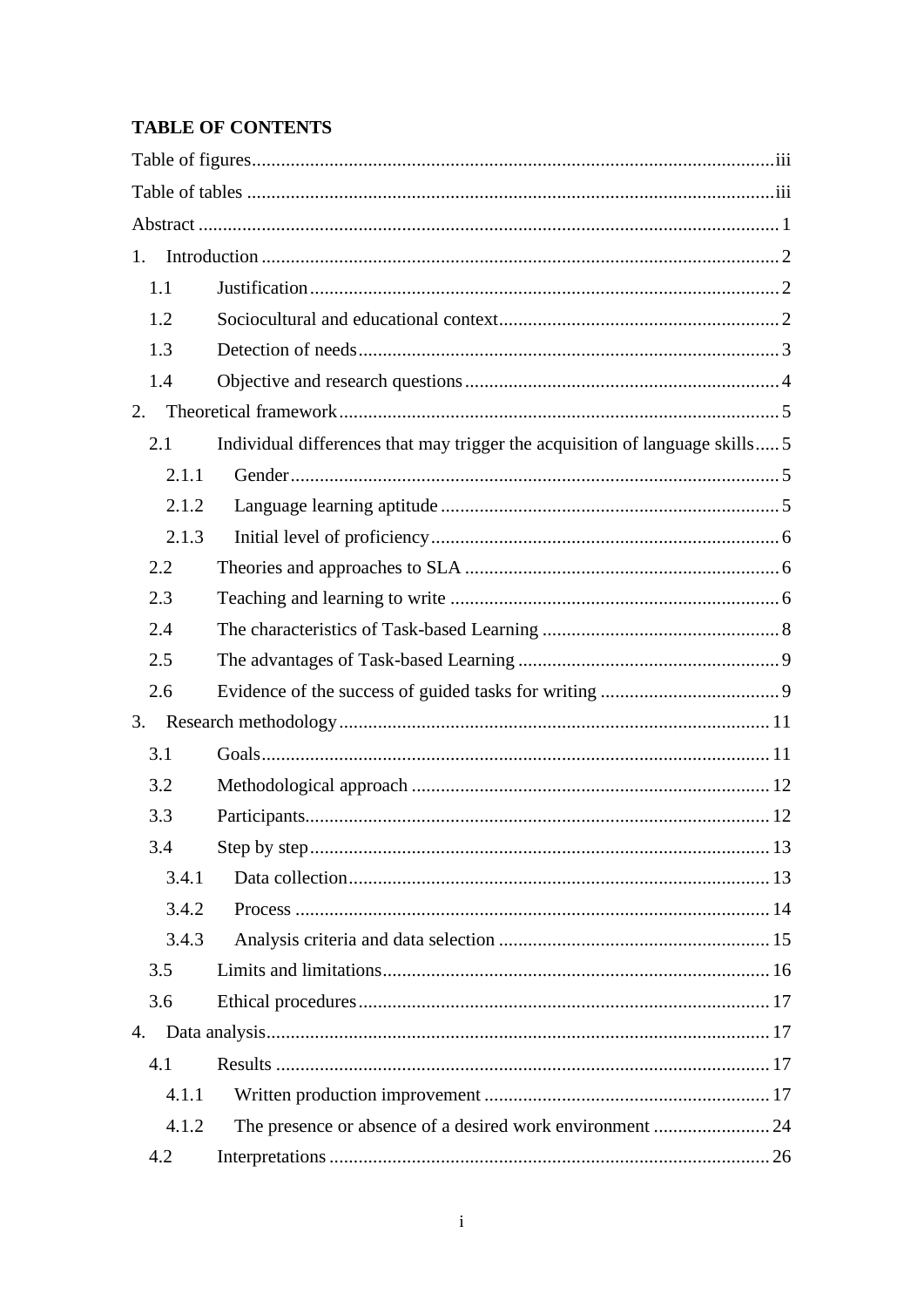**TABLE OF CONTENTS**

Table of figures .......... iii

Table of tables .......... iii

Abstract .......... 1

1. Introduction .......... 2
   - 1.1 Justification .......... 2
   - 1.2 Sociocultural and educational context .......... 2
   - 1.3 Detection of needs .......... 3
   - 1.4 Objective and research questions .......... 4
2. Theoretical framework .......... 5
   - 2.1 Individual differences that may trigger the acquisition of language skills .......... 5
     - 2.1.1 Gender .......... 5
     - 2.1.2 Language learning aptitude .......... 5
     - 2.1.3 Initial level of proficiency .......... 6
   - 2.2 Theories and approaches to SLA .......... 6
   - 2.3 Teaching and learning to write .......... 6
   - 2.4 The characteristics of Task-based Learning .......... 8
   - 2.5 The advantages of Task-based Learning .......... 9
   - 2.6 Evidence of the success of guided tasks for writing .......... 9
3. Research methodology .......... 11
   - 3.1 Goals .......... 11
   - 3.2 Methodological approach .......... 12
   - 3.3 Participants .......... 12
   - 3.4 Step by step .......... 13
     - 3.4.1 Data collection .......... 13
     - 3.4.2 Process .......... 14
     - 3.4.3 Analysis criteria and data selection .......... 15
   - 3.5 Limits and limitations .......... 16
   - 3.6 Ethical procedures .......... 17
4. Data analysis .......... 17
   - 4.1 Results .......... 17
     - 4.1.1 Written production improvement .......... 17
     - 4.1.2 The presence or absence of a desired work environment .......... 24
   - 4.2 Interpretations .......... 26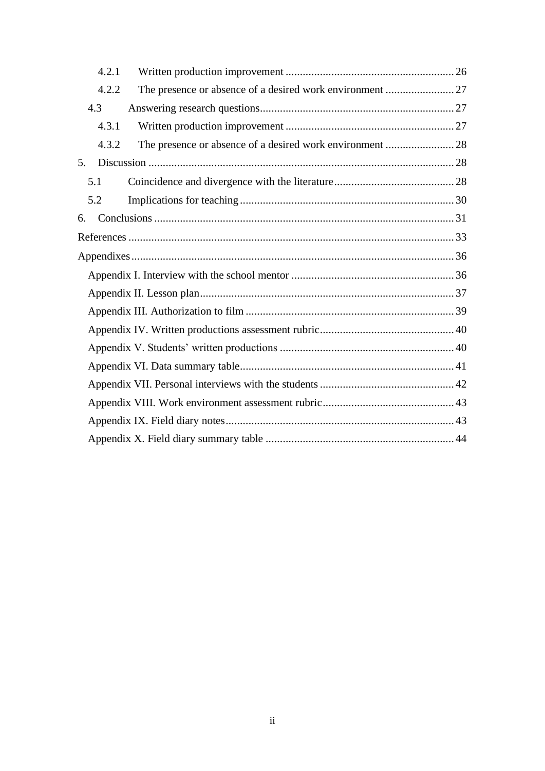- 4.2.1 Written production improvement ........ 26
- 4.2.2 The presence or absence of a desired work environment ........ 27
- 4.3 Answering research questions ........ 27
  - 4.3.1 Written production improvement ........ 27
  - 4.3.2 The presence or absence of a desired work environment ........ 28

5. Discussion ........ 28
   - 5.1 Coincidence and divergence with the literature ........ 28
   - 5.2 Implications for teaching ........ 30
6. Conclusions ........ 31

References ........ 33

Appendixes ........ 36

- Appendix I. Interview with the school mentor ........ 36
- Appendix II. Lesson plan ........ 37
- Appendix III. Authorization to film ........ 39
- Appendix IV. Written productions assessment rubric ........ 40
- Appendix V. Students' written productions ........ 40
- Appendix VI. Data summary table ........ 41
- Appendix VII. Personal interviews with the students ........ 42
- Appendix VIII. Work environment assessment rubric ........ 43
- Appendix IX. Field diary notes ........ 43
- Appendix X. Field diary summary table ........ 44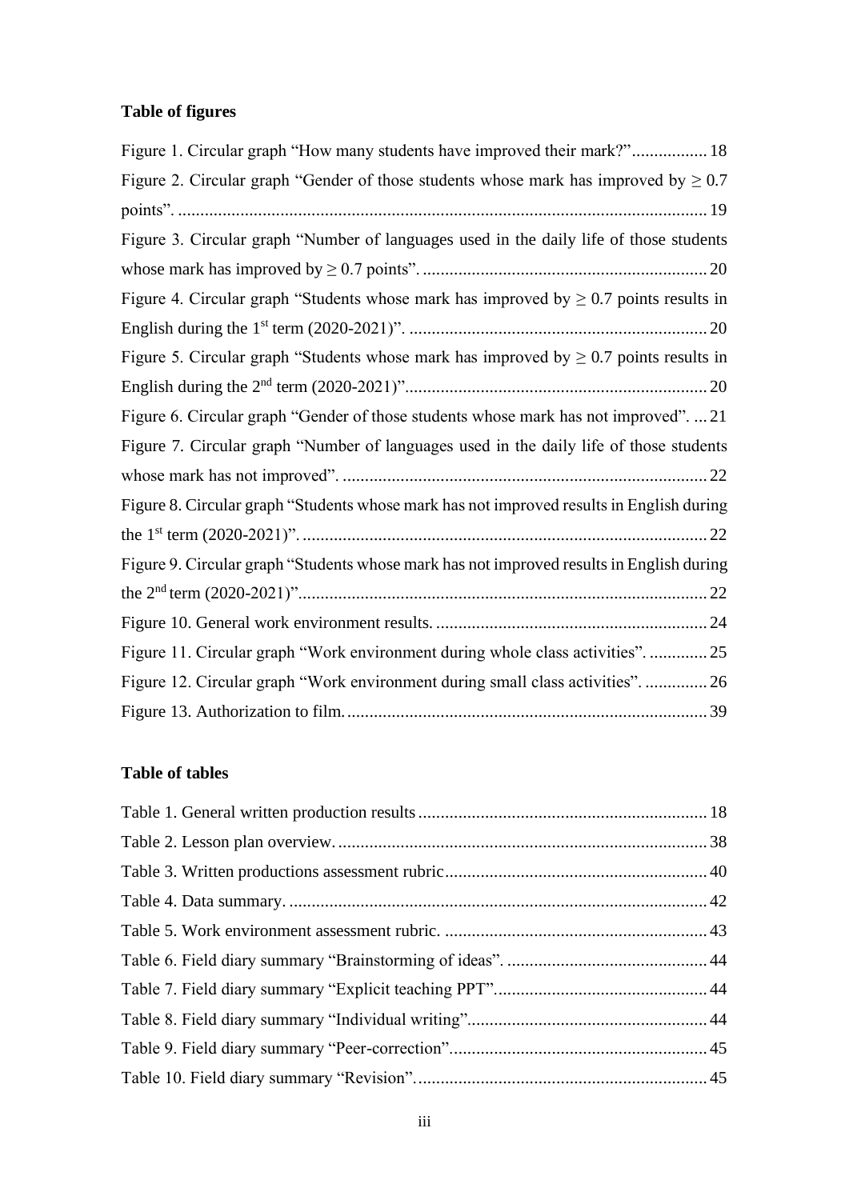## Table of figures

Figure 1. Circular graph "How many students have improved their mark?"................. 18

Figure 2. Circular graph "Gender of those students whose mark has improved by ≥ 0.7 points". ..................................................................................................................... 19

Figure 3. Circular graph "Number of languages used in the daily life of those students whose mark has improved by ≥ 0.7 points". ................................................................. 20

Figure 4. Circular graph "Students whose mark has improved by ≥ 0.7 points results in English during the 1st term (2020-2021)". ................................................................... 20

Figure 5. Circular graph "Students whose mark has improved by ≥ 0.7 points results in English during the 2nd term (2020-2021)".................................................................... 20

Figure 6. Circular graph "Gender of those students whose mark has not improved". ... 21

Figure 7. Circular graph "Number of languages used in the daily life of those students whose mark has not improved". .................................................................................. 22

Figure 8. Circular graph "Students whose mark has not improved results in English during the 1st term (2020-2021)". ........................................................................................... 22

Figure 9. Circular graph "Students whose mark has not improved results in English during the 2nd term (2020-2021)"........................................................................................... 22

Figure 10. General work environment results. ............................................................. 24

Figure 11. Circular graph "Work environment during whole class activities". ............. 25

Figure 12. Circular graph "Work environment during small class activities". .............. 26

Figure 13. Authorization to film................................................................................. 39

## Table of tables

Table 1. General written production results ................................................................. 18

Table 2. Lesson plan overview. .................................................................................. 38

Table 3. Written productions assessment rubric........................................................... 40

Table 4. Data summary. ............................................................................................. 42

Table 5. Work environment assessment rubric. ........................................................... 43

Table 6. Field diary summary "Brainstorming of ideas". ............................................. 44

Table 7. Field diary summary "Explicit teaching PPT"................................................ 44

Table 8. Field diary summary "Individual writing"...................................................... 44

Table 9. Field diary summary "Peer-correction".......................................................... 45

Table 10. Field diary summary "Revision". ................................................................. 45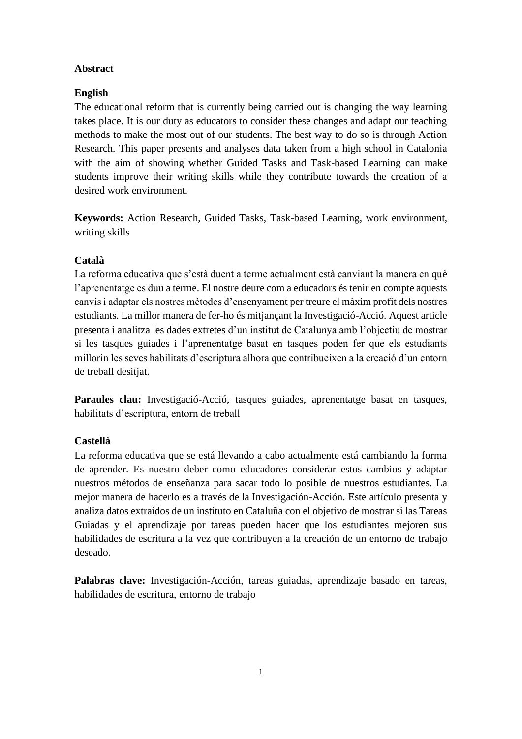## Abstract

### English

The educational reform that is currently being carried out is changing the way learning takes place. It is our duty as educators to consider these changes and adapt our teaching methods to make the most out of our students. The best way to do so is through Action Research. This paper presents and analyses data taken from a high school in Catalonia with the aim of showing whether Guided Tasks and Task-based Learning can make students improve their writing skills while they contribute towards the creation of a desired work environment.

**Keywords:** Action Research, Guided Tasks, Task-based Learning, work environment, writing skills

### Català

La reforma educativa que s'està duent a terme actualment està canviant la manera en què l'aprenentatge es duu a terme. El nostre deure com a educadors és tenir en compte aquests canvis i adaptar els nostres mètodes d'ensenyament per treure el màxim profit dels nostres estudiants. La millor manera de fer-ho és mitjançant la Investigació-Acció. Aquest article presenta i analitza les dades extretes d'un institut de Catalunya amb l'objectiu de mostrar si les tasques guiades i l'aprenentatge basat en tasques poden fer que els estudiants millorin les seves habilitats d'escriptura alhora que contribueixen a la creació d'un entorn de treball desitjat.

**Paraules clau:** Investigació-Acció, tasques guiades, aprenentatge basat en tasques, habilitats d'escriptura, entorn de treball

### Castellà

La reforma educativa que se está llevando a cabo actualmente está cambiando la forma de aprender. Es nuestro deber como educadores considerar estos cambios y adaptar nuestros métodos de enseñanza para sacar todo lo posible de nuestros estudiantes. La mejor manera de hacerlo es a través de la Investigación-Acción. Este artículo presenta y analiza datos extraídos de un instituto en Cataluña con el objetivo de mostrar si las Tareas Guiadas y el aprendizaje por tareas pueden hacer que los estudiantes mejoren sus habilidades de escritura a la vez que contribuyen a la creación de un entorno de trabajo deseado.

**Palabras clave:** Investigación-Acción, tareas guiadas, aprendizaje basado en tareas, habilidades de escritura, entorno de trabajo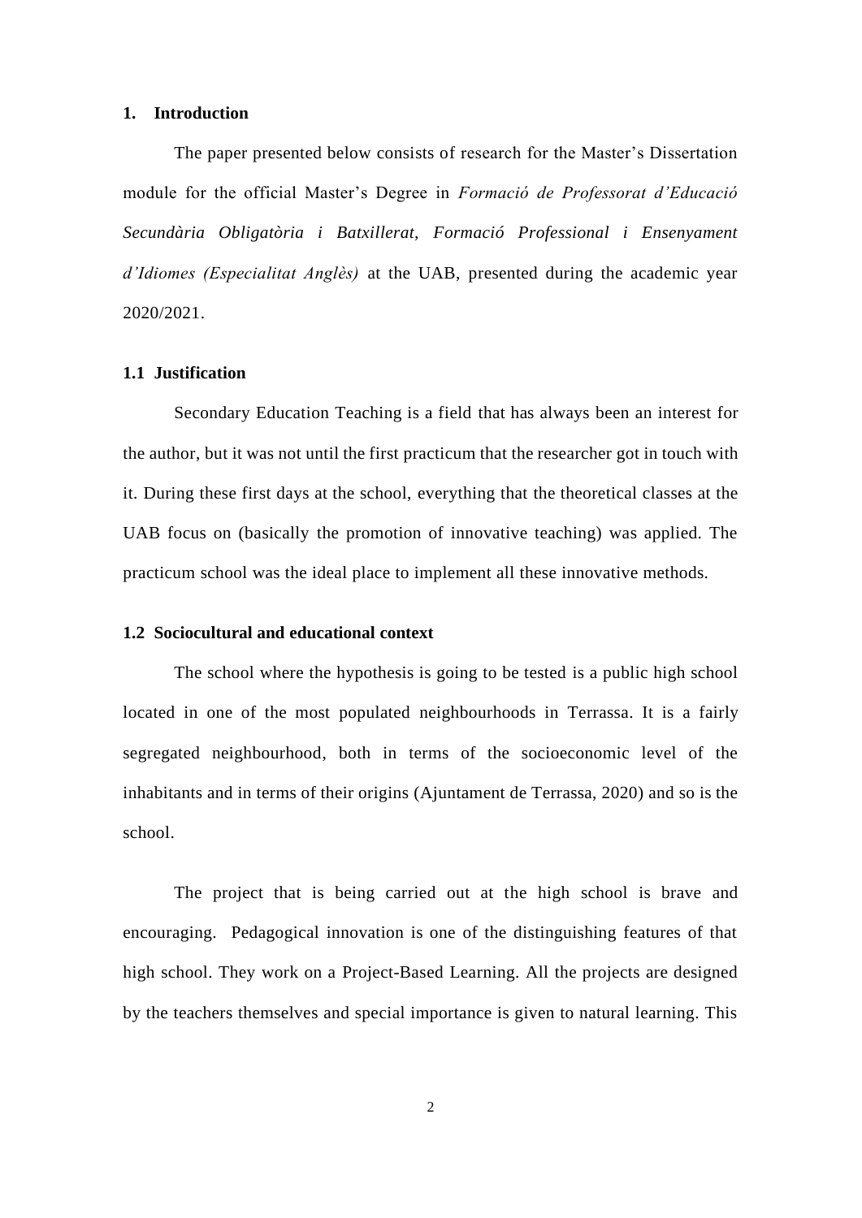# 1. Introduction

The paper presented below consists of research for the Master's Dissertation module for the official Master's Degree in *Formació de Professorat d'Educació Secundària Obligatòria i Batxillerat, Formació Professional i Ensenyament d'Idiomes (Especialitat Anglès)* at the UAB, presented during the academic year 2020/2021.

## 1.1 Justification

Secondary Education Teaching is a field that has always been an interest for the author, but it was not until the first practicum that the researcher got in touch with it. During these first days at the school, everything that the theoretical classes at the UAB focus on (basically the promotion of innovative teaching) was applied. The practicum school was the ideal place to implement all these innovative methods.

## 1.2 Sociocultural and educational context

The school where the hypothesis is going to be tested is a public high school located in one of the most populated neighbourhoods in Terrassa. It is a fairly segregated neighbourhood, both in terms of the socioeconomic level of the inhabitants and in terms of their origins (Ajuntament de Terrassa, 2020) and so is the school.

The project that is being carried out at the high school is brave and encouraging. Pedagogical innovation is one of the distinguishing features of that high school. They work on a Project-Based Learning. All the projects are designed by the teachers themselves and special importance is given to natural learning. This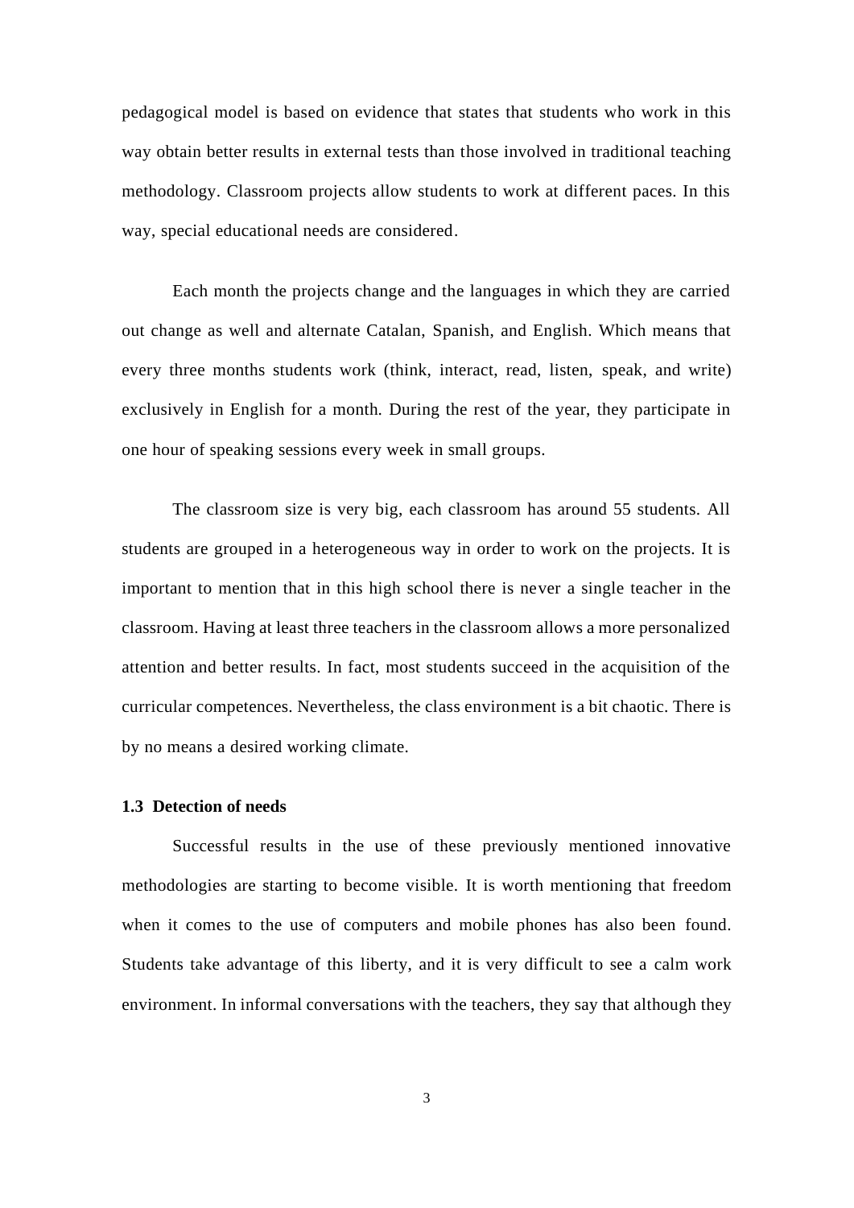pedagogical model is based on evidence that states that students who work in this way obtain better results in external tests than those involved in traditional teaching methodology. Classroom projects allow students to work at different paces. In this way, special educational needs are considered.

Each month the projects change and the languages in which they are carried out change as well and alternate Catalan, Spanish, and English. Which means that every three months students work (think, interact, read, listen, speak, and write) exclusively in English for a month. During the rest of the year, they participate in one hour of speaking sessions every week in small groups.

The classroom size is very big, each classroom has around 55 students. All students are grouped in a heterogeneous way in order to work on the projects. It is important to mention that in this high school there is never a single teacher in the classroom. Having at least three teachers in the classroom allows a more personalized attention and better results. In fact, most students succeed in the acquisition of the curricular competences. Nevertheless, the class environment is a bit chaotic. There is by no means a desired working climate.

### 1.3 Detection of needs

Successful results in the use of these previously mentioned innovative methodologies are starting to become visible. It is worth mentioning that freedom when it comes to the use of computers and mobile phones has also been found. Students take advantage of this liberty, and it is very difficult to see a calm work environment. In informal conversations with the teachers, they say that although they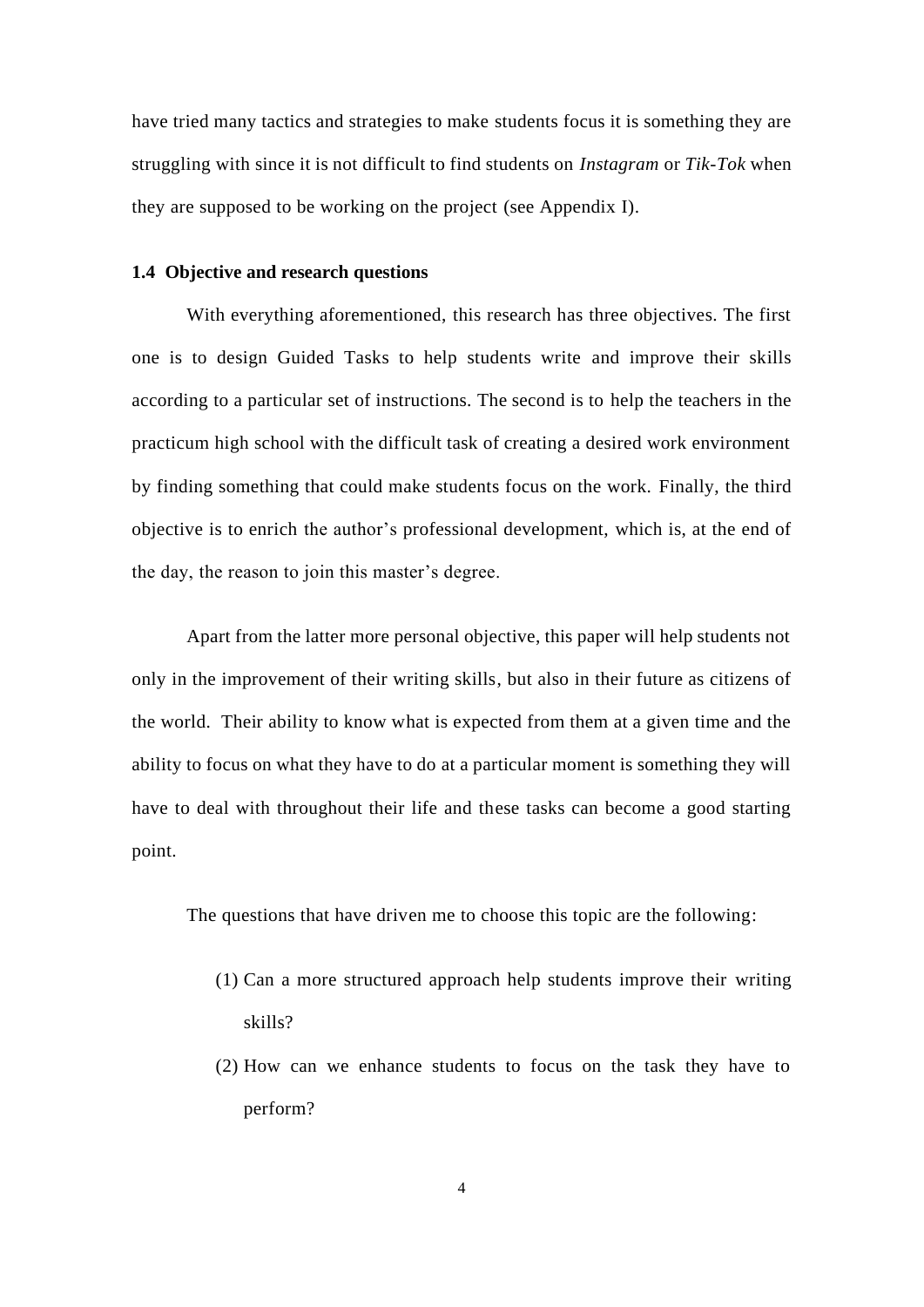have tried many tactics and strategies to make students focus it is something they are struggling with since it is not difficult to find students on *Instagram* or *Tik-Tok* when they are supposed to be working on the project (see Appendix I).

### 1.4 Objective and research questions

With everything aforementioned, this research has three objectives. The first one is to design Guided Tasks to help students write and improve their skills according to a particular set of instructions. The second is to help the teachers in the practicum high school with the difficult task of creating a desired work environment by finding something that could make students focus on the work. Finally, the third objective is to enrich the author's professional development, which is, at the end of the day, the reason to join this master's degree.

Apart from the latter more personal objective, this paper will help students not only in the improvement of their writing skills, but also in their future as citizens of the world. Their ability to know what is expected from them at a given time and the ability to focus on what they have to do at a particular moment is something they will have to deal with throughout their life and these tasks can become a good starting point.

The questions that have driven me to choose this topic are the following:

(1) Can a more structured approach help students improve their writing skills?

(2) How can we enhance students to focus on the task they have to perform?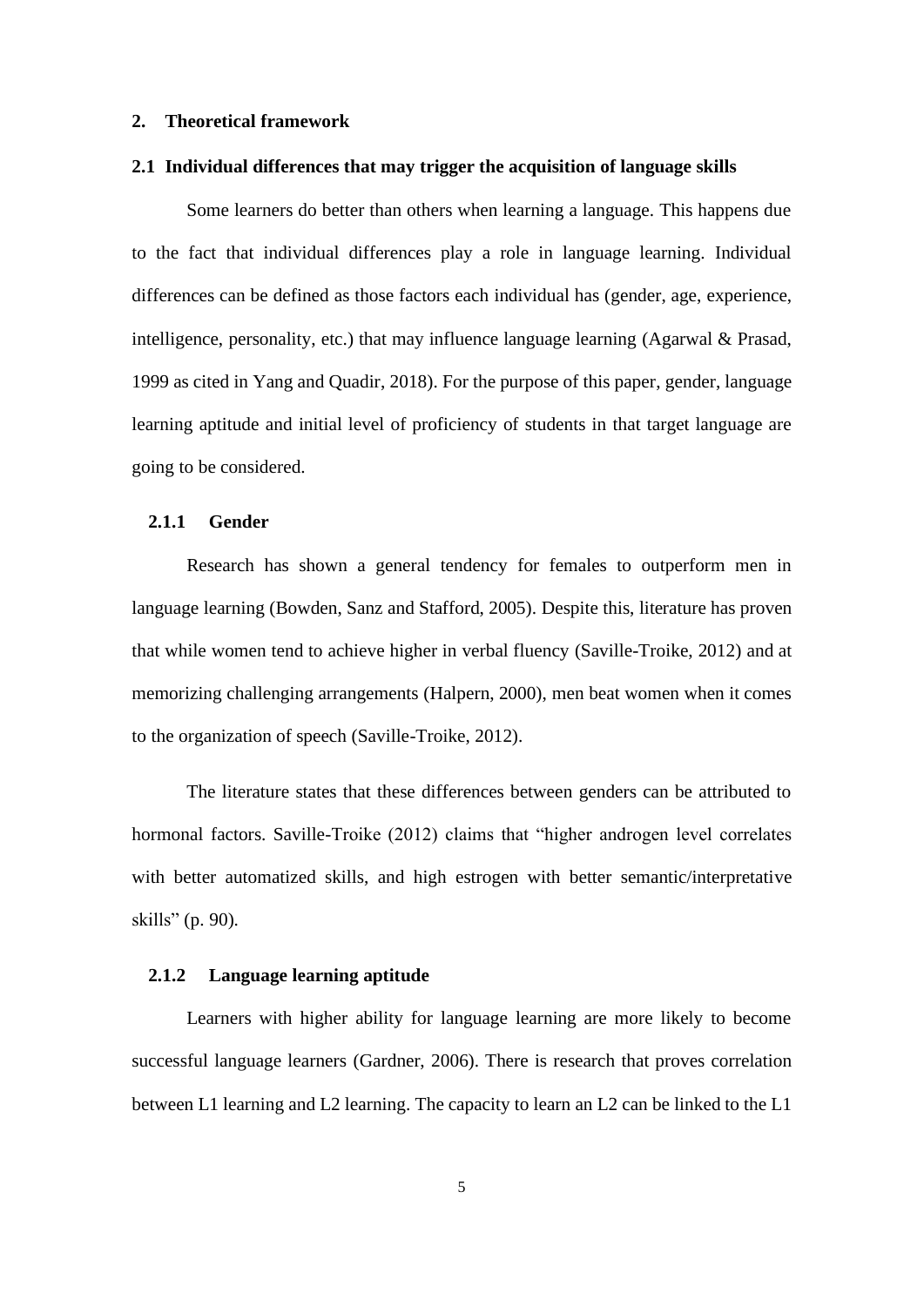## 2. Theoretical framework

### 2.1 Individual differences that may trigger the acquisition of language skills

Some learners do better than others when learning a language. This happens due to the fact that individual differences play a role in language learning. Individual differences can be defined as those factors each individual has (gender, age, experience, intelligence, personality, etc.) that may influence language learning (Agarwal & Prasad, 1999 as cited in Yang and Quadir, 2018). For the purpose of this paper, gender, language learning aptitude and initial level of proficiency of students in that target language are going to be considered.

#### 2.1.1 Gender

Research has shown a general tendency for females to outperform men in language learning (Bowden, Sanz and Stafford, 2005). Despite this, literature has proven that while women tend to achieve higher in verbal fluency (Saville-Troike, 2012) and at memorizing challenging arrangements (Halpern, 2000), men beat women when it comes to the organization of speech (Saville-Troike, 2012).

The literature states that these differences between genders can be attributed to hormonal factors. Saville-Troike (2012) claims that "higher androgen level correlates with better automatized skills, and high estrogen with better semantic/interpretative skills" (p. 90).

#### 2.1.2 Language learning aptitude

Learners with higher ability for language learning are more likely to become successful language learners (Gardner, 2006). There is research that proves correlation between L1 learning and L2 learning. The capacity to learn an L2 can be linked to the L1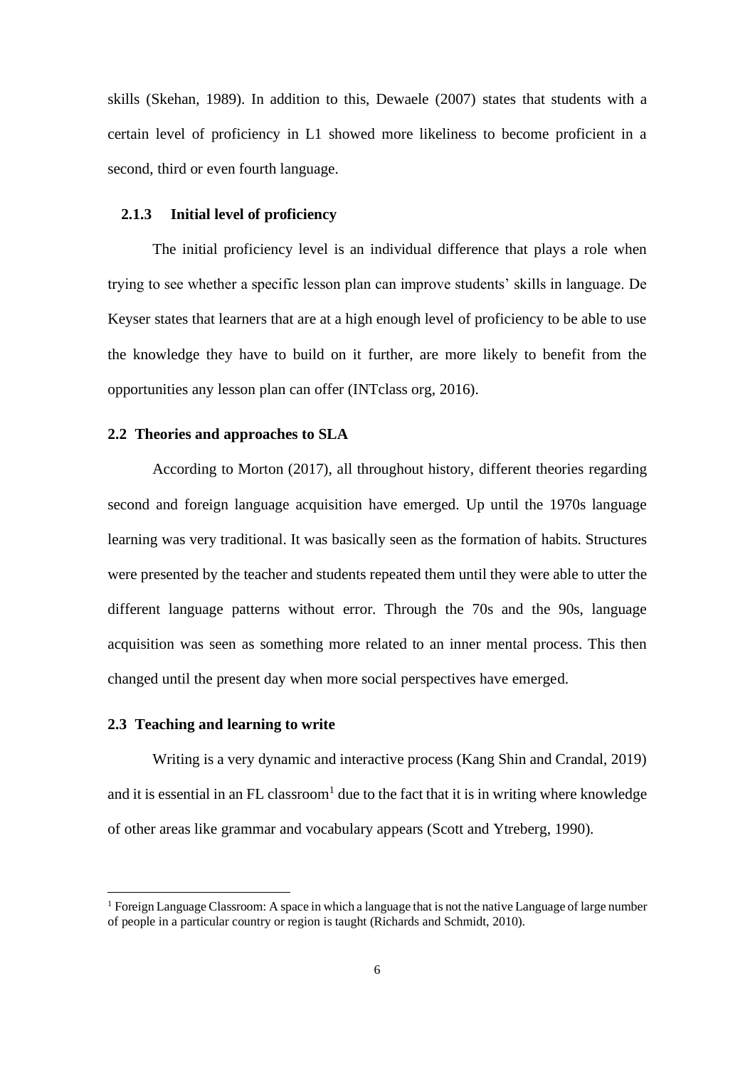skills (Skehan, 1989). In addition to this, Dewaele (2007) states that students with a certain level of proficiency in L1 showed more likeliness to become proficient in a second, third or even fourth language.

### 2.1.3 Initial level of proficiency

The initial proficiency level is an individual difference that plays a role when trying to see whether a specific lesson plan can improve students' skills in language. De Keyser states that learners that are at a high enough level of proficiency to be able to use the knowledge they have to build on it further, are more likely to benefit from the opportunities any lesson plan can offer (INTclass org, 2016).

## 2.2 Theories and approaches to SLA

According to Morton (2017), all throughout history, different theories regarding second and foreign language acquisition have emerged. Up until the 1970s language learning was very traditional. It was basically seen as the formation of habits. Structures were presented by the teacher and students repeated them until they were able to utter the different language patterns without error. Through the 70s and the 90s, language acquisition was seen as something more related to an inner mental process. This then changed until the present day when more social perspectives have emerged.

## 2.3 Teaching and learning to write

Writing is a very dynamic and interactive process (Kang Shin and Crandal, 2019) and it is essential in an FL classroom[1] due to the fact that it is in writing where knowledge of other areas like grammar and vocabulary appears (Scott and Ytreberg, 1990).

---

[1] Foreign Language Classroom: A space in which a language that is not the native Language of large number of people in a particular country or region is taught (Richards and Schmidt, 2010).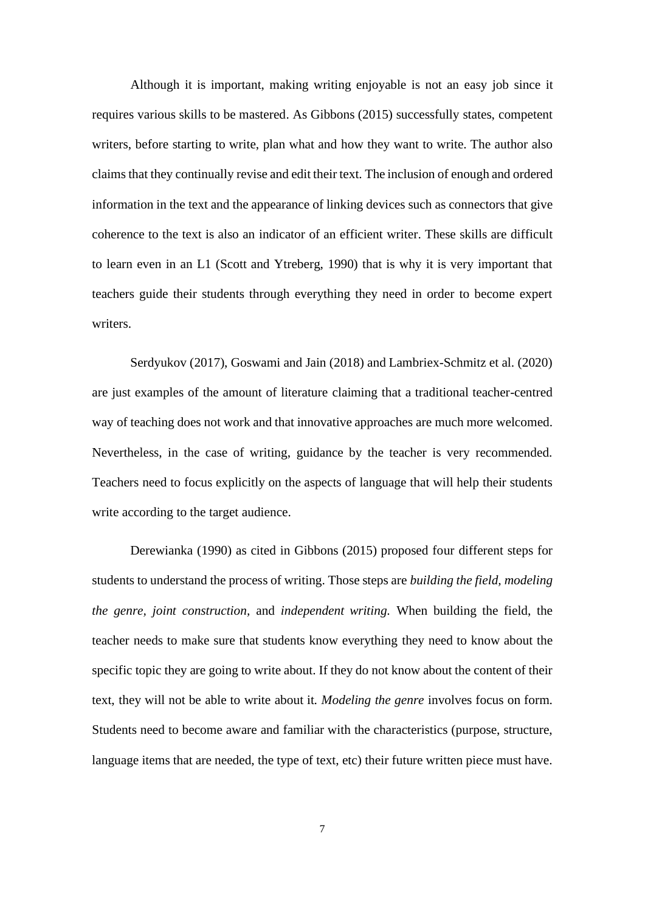Although it is important, making writing enjoyable is not an easy job since it requires various skills to be mastered. As Gibbons (2015) successfully states, competent writers, before starting to write, plan what and how they want to write. The author also claims that they continually revise and edit their text. The inclusion of enough and ordered information in the text and the appearance of linking devices such as connectors that give coherence to the text is also an indicator of an efficient writer. These skills are difficult to learn even in an L1 (Scott and Ytreberg, 1990) that is why it is very important that teachers guide their students through everything they need in order to become expert writers.

Serdyukov (2017), Goswami and Jain (2018) and Lambriex-Schmitz et al. (2020) are just examples of the amount of literature claiming that a traditional teacher-centred way of teaching does not work and that innovative approaches are much more welcomed. Nevertheless, in the case of writing, guidance by the teacher is very recommended. Teachers need to focus explicitly on the aspects of language that will help their students write according to the target audience.

Derewianka (1990) as cited in Gibbons (2015) proposed four different steps for students to understand the process of writing. Those steps are *building the field, modeling the genre, joint construction,* and *independent writing.* When building the field, the teacher needs to make sure that students know everything they need to know about the specific topic they are going to write about. If they do not know about the content of their text, they will not be able to write about it. *Modeling the genre* involves focus on form. Students need to become aware and familiar with the characteristics (purpose, structure, language items that are needed, the type of text, etc) their future written piece must have.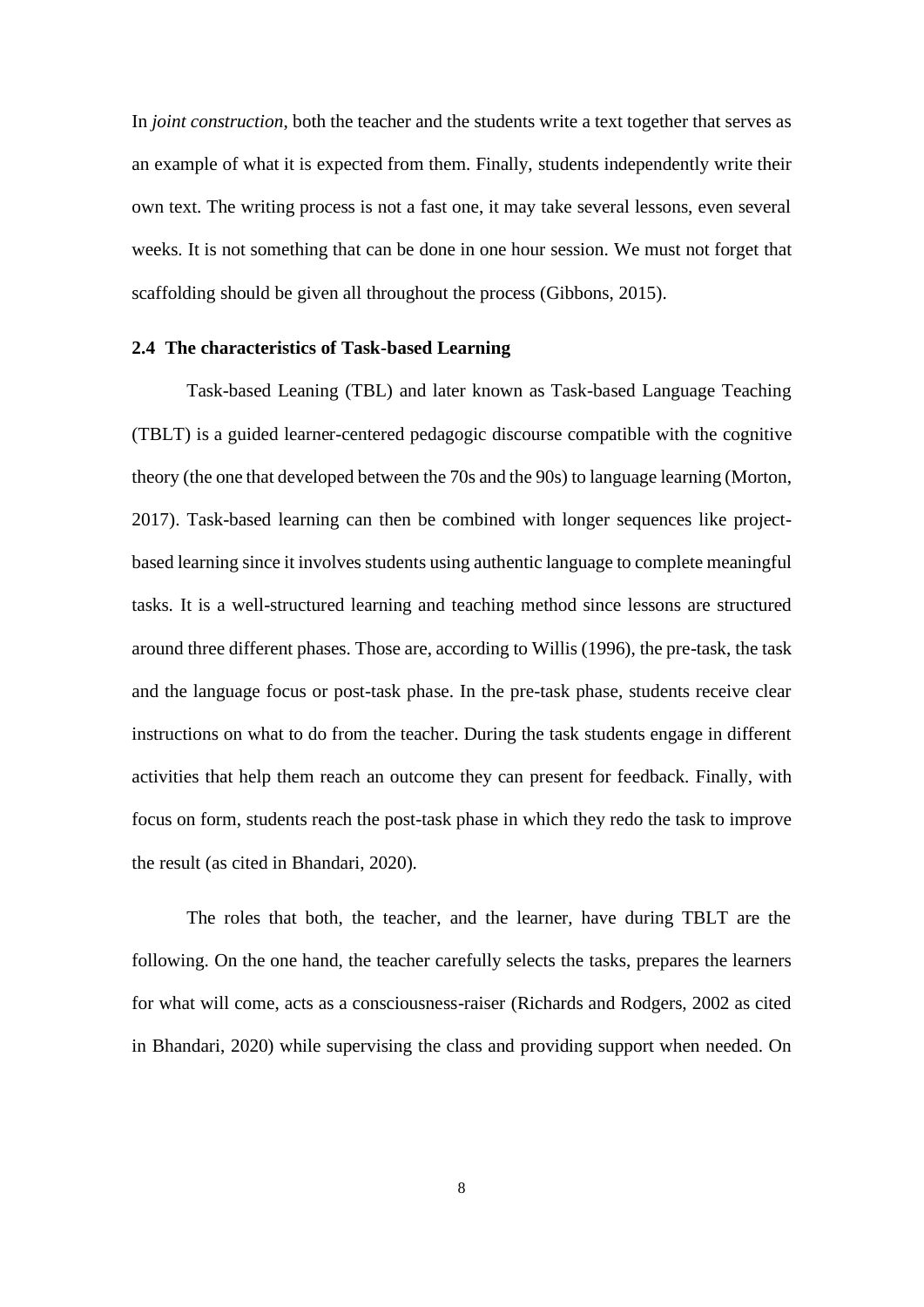In *joint construction*, both the teacher and the students write a text together that serves as an example of what it is expected from them. Finally, students independently write their own text. The writing process is not a fast one, it may take several lessons, even several weeks. It is not something that can be done in one hour session. We must not forget that scaffolding should be given all throughout the process (Gibbons, 2015).

### 2.4 The characteristics of Task-based Learning

Task-based Leaning (TBL) and later known as Task-based Language Teaching (TBLT) is a guided learner-centered pedagogic discourse compatible with the cognitive theory (the one that developed between the 70s and the 90s) to language learning (Morton, 2017). Task-based learning can then be combined with longer sequences like project-based learning since it involves students using authentic language to complete meaningful tasks. It is a well-structured learning and teaching method since lessons are structured around three different phases. Those are, according to Willis (1996), the pre-task, the task and the language focus or post-task phase. In the pre-task phase, students receive clear instructions on what to do from the teacher. During the task students engage in different activities that help them reach an outcome they can present for feedback. Finally, with focus on form, students reach the post-task phase in which they redo the task to improve the result (as cited in Bhandari, 2020).

The roles that both, the teacher, and the learner, have during TBLT are the following. On the one hand, the teacher carefully selects the tasks, prepares the learners for what will come, acts as a consciousness-raiser (Richards and Rodgers, 2002 as cited in Bhandari, 2020) while supervising the class and providing support when needed. On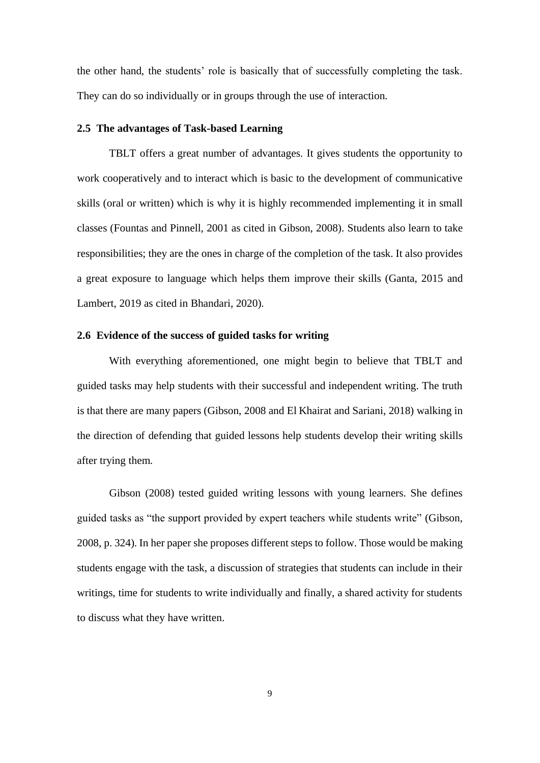the other hand, the students' role is basically that of successfully completing the task. They can do so individually or in groups through the use of interaction.

### 2.5 The advantages of Task-based Learning

TBLT offers a great number of advantages. It gives students the opportunity to work cooperatively and to interact which is basic to the development of communicative skills (oral or written) which is why it is highly recommended implementing it in small classes (Fountas and Pinnell, 2001 as cited in Gibson, 2008). Students also learn to take responsibilities; they are the ones in charge of the completion of the task. It also provides a great exposure to language which helps them improve their skills (Ganta, 2015 and Lambert, 2019 as cited in Bhandari, 2020).

### 2.6 Evidence of the success of guided tasks for writing

With everything aforementioned, one might begin to believe that TBLT and guided tasks may help students with their successful and independent writing. The truth is that there are many papers (Gibson, 2008 and El Khairat and Sariani, 2018) walking in the direction of defending that guided lessons help students develop their writing skills after trying them.

Gibson (2008) tested guided writing lessons with young learners. She defines guided tasks as "the support provided by expert teachers while students write" (Gibson, 2008, p. 324). In her paper she proposes different steps to follow. Those would be making students engage with the task, a discussion of strategies that students can include in their writings, time for students to write individually and finally, a shared activity for students to discuss what they have written.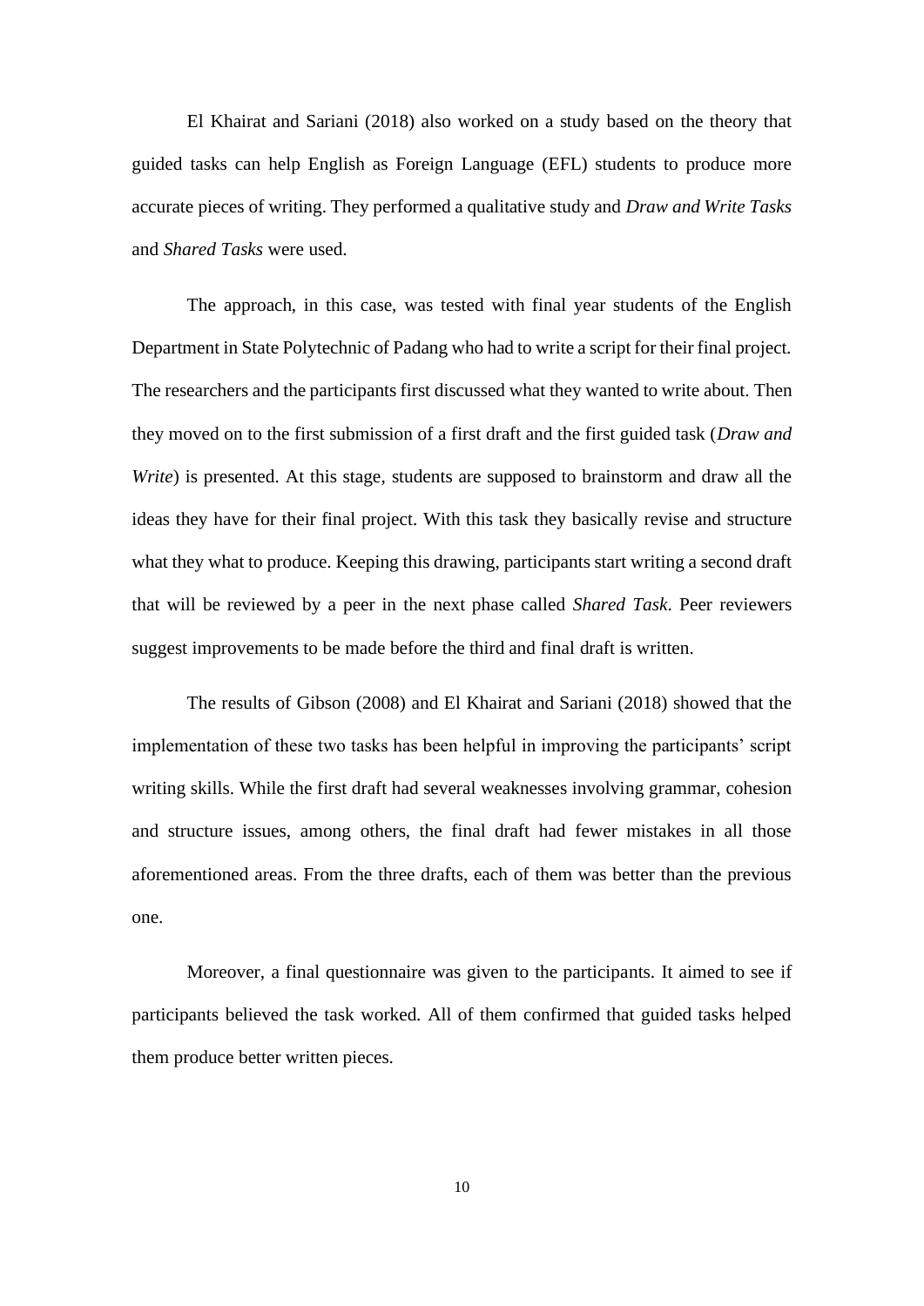El Khairat and Sariani (2018) also worked on a study based on the theory that guided tasks can help English as Foreign Language (EFL) students to produce more accurate pieces of writing. They performed a qualitative study and *Draw and Write Tasks* and *Shared Tasks* were used.

The approach, in this case, was tested with final year students of the English Department in State Polytechnic of Padang who had to write a script for their final project. The researchers and the participants first discussed what they wanted to write about. Then they moved on to the first submission of a first draft and the first guided task (*Draw and Write*) is presented. At this stage, students are supposed to brainstorm and draw all the ideas they have for their final project. With this task they basically revise and structure what they what to produce. Keeping this drawing, participants start writing a second draft that will be reviewed by a peer in the next phase called *Shared Task*. Peer reviewers suggest improvements to be made before the third and final draft is written.

The results of Gibson (2008) and El Khairat and Sariani (2018) showed that the implementation of these two tasks has been helpful in improving the participants' script writing skills. While the first draft had several weaknesses involving grammar, cohesion and structure issues, among others, the final draft had fewer mistakes in all those aforementioned areas. From the three drafts, each of them was better than the previous one.

Moreover, a final questionnaire was given to the participants. It aimed to see if participants believed the task worked. All of them confirmed that guided tasks helped them produce better written pieces.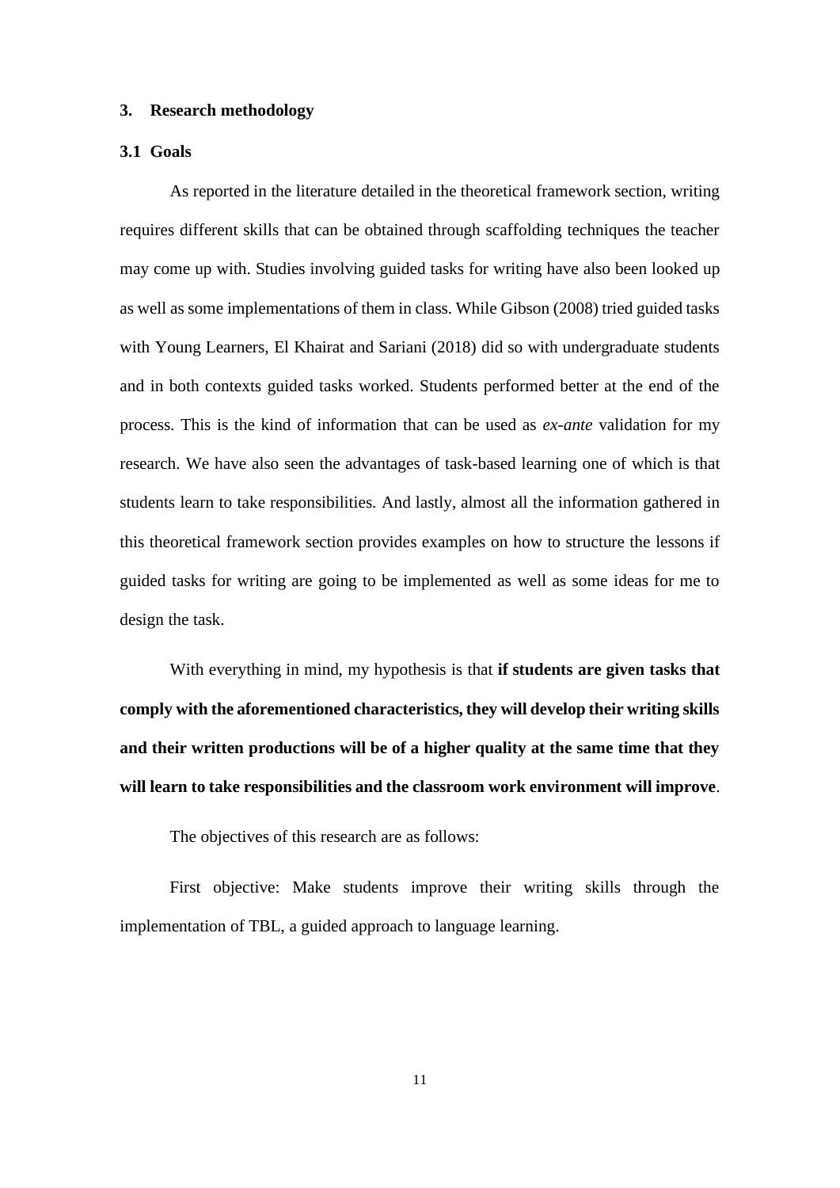## 3. Research methodology

### 3.1 Goals

As reported in the literature detailed in the theoretical framework section, writing requires different skills that can be obtained through scaffolding techniques the teacher may come up with. Studies involving guided tasks for writing have also been looked up as well as some implementations of them in class. While Gibson (2008) tried guided tasks with Young Learners, El Khairat and Sariani (2018) did so with undergraduate students and in both contexts guided tasks worked. Students performed better at the end of the process. This is the kind of information that can be used as *ex-ante* validation for my research. We have also seen the advantages of task-based learning one of which is that students learn to take responsibilities. And lastly, almost all the information gathered in this theoretical framework section provides examples on how to structure the lessons if guided tasks for writing are going to be implemented as well as some ideas for me to design the task.

With everything in mind, my hypothesis is that **if students are given tasks that comply with the aforementioned characteristics, they will develop their writing skills and their written productions will be of a higher quality at the same time that they will learn to take responsibilities and the classroom work environment will improve**.

The objectives of this research are as follows:

First objective: Make students improve their writing skills through the implementation of TBL, a guided approach to language learning.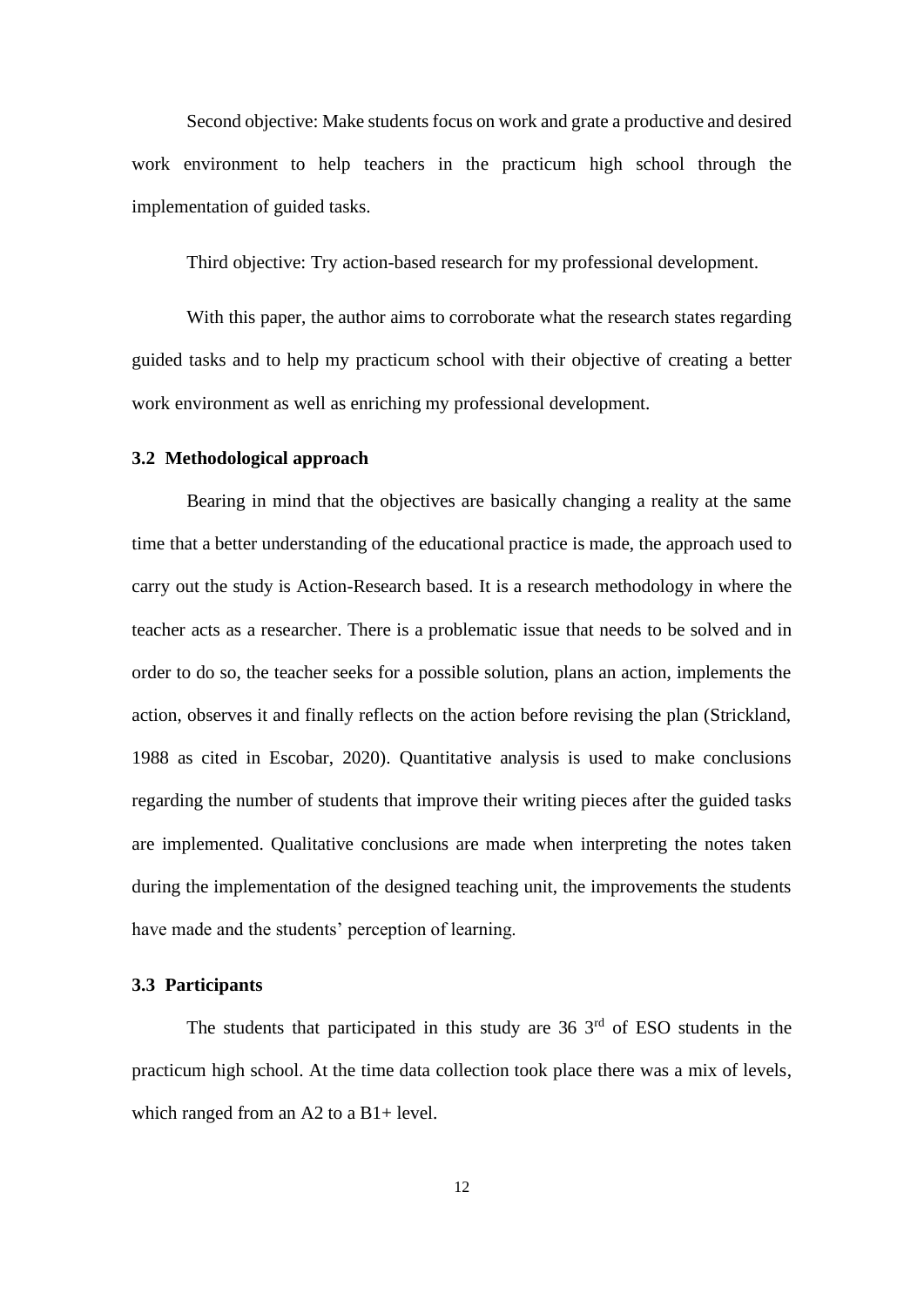Second objective: Make students focus on work and grate a productive and desired work environment to help teachers in the practicum high school through the implementation of guided tasks.

Third objective: Try action-based research for my professional development.

With this paper, the author aims to corroborate what the research states regarding guided tasks and to help my practicum school with their objective of creating a better work environment as well as enriching my professional development.

### 3.2 Methodological approach

Bearing in mind that the objectives are basically changing a reality at the same time that a better understanding of the educational practice is made, the approach used to carry out the study is Action-Research based. It is a research methodology in where the teacher acts as a researcher. There is a problematic issue that needs to be solved and in order to do so, the teacher seeks for a possible solution, plans an action, implements the action, observes it and finally reflects on the action before revising the plan (Strickland, 1988 as cited in Escobar, 2020). Quantitative analysis is used to make conclusions regarding the number of students that improve their writing pieces after the guided tasks are implemented. Qualitative conclusions are made when interpreting the notes taken during the implementation of the designed teaching unit, the improvements the students have made and the students' perception of learning.

### 3.3 Participants

The students that participated in this study are 36 3rd of ESO students in the practicum high school. At the time data collection took place there was a mix of levels, which ranged from an A2 to a B1+ level.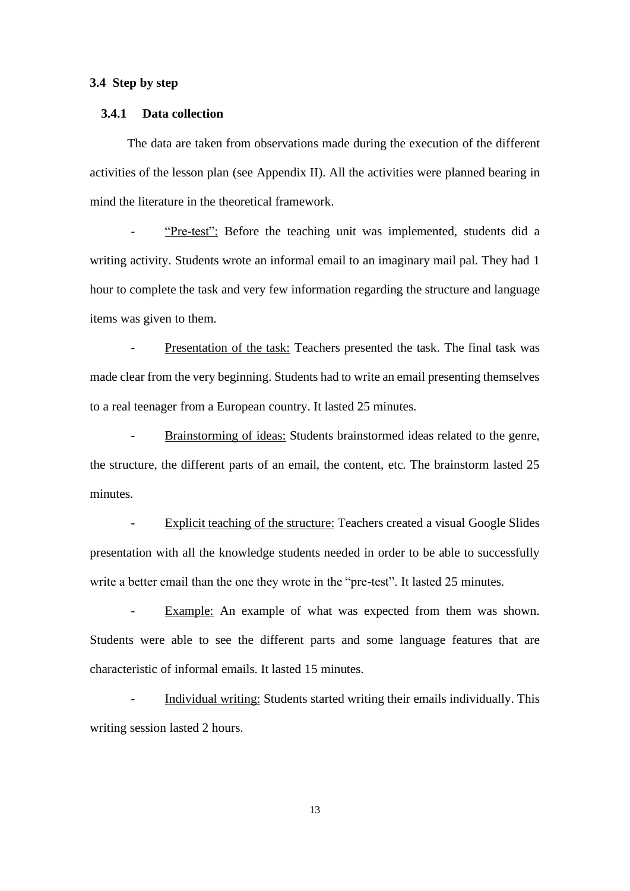## 3.4 Step by step

### 3.4.1 Data collection

The data are taken from observations made during the execution of the different activities of the lesson plan (see Appendix II). All the activities were planned bearing in mind the literature in the theoretical framework.

- <u>"Pre-test":</u> Before the teaching unit was implemented, students did a writing activity. Students wrote an informal email to an imaginary mail pal. They had 1 hour to complete the task and very few information regarding the structure and language items was given to them.

- <u>Presentation of the task:</u> Teachers presented the task. The final task was made clear from the very beginning. Students had to write an email presenting themselves to a real teenager from a European country. It lasted 25 minutes.

- <u>Brainstorming of ideas:</u> Students brainstormed ideas related to the genre, the structure, the different parts of an email, the content, etc. The brainstorm lasted 25 minutes.

- <u>Explicit teaching of the structure:</u> Teachers created a visual Google Slides presentation with all the knowledge students needed in order to be able to successfully write a better email than the one they wrote in the "pre-test". It lasted 25 minutes.

- <u>Example:</u> An example of what was expected from them was shown. Students were able to see the different parts and some language features that are characteristic of informal emails. It lasted 15 minutes.

- <u>Individual writing:</u> Students started writing their emails individually. This writing session lasted 2 hours.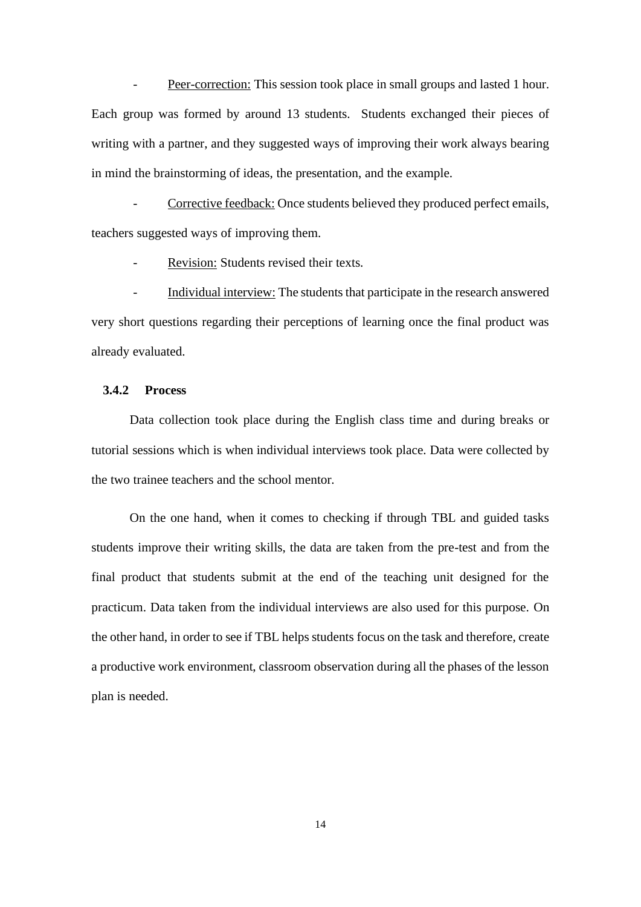- <u>Peer-correction:</u> This session took place in small groups and lasted 1 hour. Each group was formed by around 13 students. Students exchanged their pieces of writing with a partner, and they suggested ways of improving their work always bearing in mind the brainstorming of ideas, the presentation, and the example.

- <u>Corrective feedback:</u> Once students believed they produced perfect emails, teachers suggested ways of improving them.

- <u>Revision:</u> Students revised their texts.

- <u>Individual interview:</u> The students that participate in the research answered very short questions regarding their perceptions of learning once the final product was already evaluated.

### 3.4.2 Process

Data collection took place during the English class time and during breaks or tutorial sessions which is when individual interviews took place. Data were collected by the two trainee teachers and the school mentor.

On the one hand, when it comes to checking if through TBL and guided tasks students improve their writing skills, the data are taken from the pre-test and from the final product that students submit at the end of the teaching unit designed for the practicum. Data taken from the individual interviews are also used for this purpose. On the other hand, in order to see if TBL helps students focus on the task and therefore, create a productive work environment, classroom observation during all the phases of the lesson plan is needed.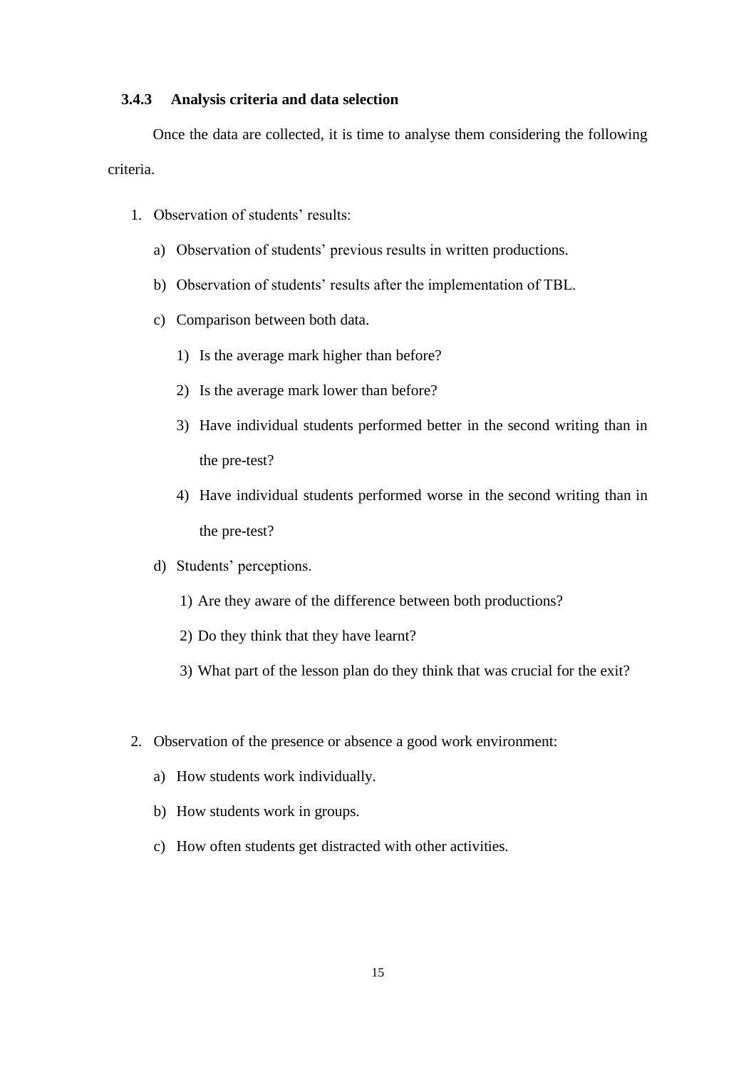### 3.4.3 Analysis criteria and data selection

Once the data are collected, it is time to analyse them considering the following criteria.

1. Observation of students' results:
    a) Observation of students' previous results in written productions.
    b) Observation of students' results after the implementation of TBL.
    c) Comparison between both data.
        1) Is the average mark higher than before?
        2) Is the average mark lower than before?
        3) Have individual students performed better in the second writing than in the pre-test?
        4) Have individual students performed worse in the second writing than in the pre-test?
    d) Students' perceptions.
        1) Are they aware of the difference between both productions?
        2) Do they think that they have learnt?
        3) What part of the lesson plan do they think that was crucial for the exit?

2. Observation of the presence or absence a good work environment:
    a) How students work individually.
    b) How students work in groups.
    c) How often students get distracted with other activities.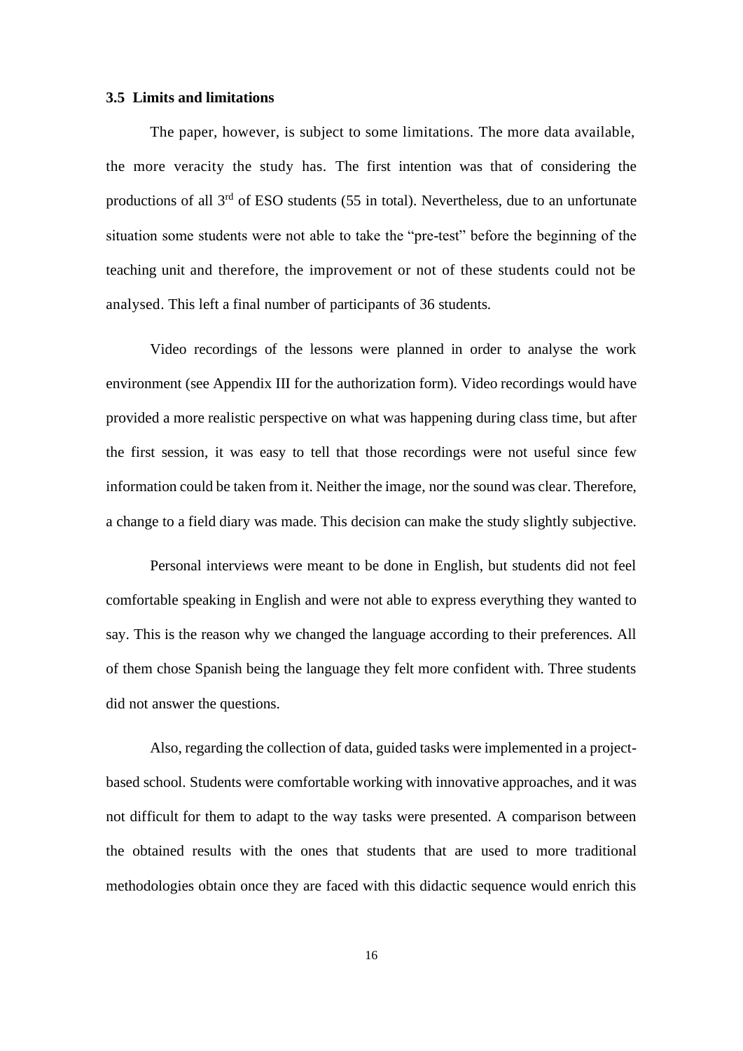### 3.5 Limits and limitations

The paper, however, is subject to some limitations. The more data available, the more veracity the study has. The first intention was that of considering the productions of all 3rd of ESO students (55 in total). Nevertheless, due to an unfortunate situation some students were not able to take the "pre-test" before the beginning of the teaching unit and therefore, the improvement or not of these students could not be analysed. This left a final number of participants of 36 students.

Video recordings of the lessons were planned in order to analyse the work environment (see Appendix III for the authorization form). Video recordings would have provided a more realistic perspective on what was happening during class time, but after the first session, it was easy to tell that those recordings were not useful since few information could be taken from it. Neither the image, nor the sound was clear. Therefore, a change to a field diary was made. This decision can make the study slightly subjective.

Personal interviews were meant to be done in English, but students did not feel comfortable speaking in English and were not able to express everything they wanted to say. This is the reason why we changed the language according to their preferences. All of them chose Spanish being the language they felt more confident with. Three students did not answer the questions.

Also, regarding the collection of data, guided tasks were implemented in a project-based school. Students were comfortable working with innovative approaches, and it was not difficult for them to adapt to the way tasks were presented. A comparison between the obtained results with the ones that students that are used to more traditional methodologies obtain once they are faced with this didactic sequence would enrich this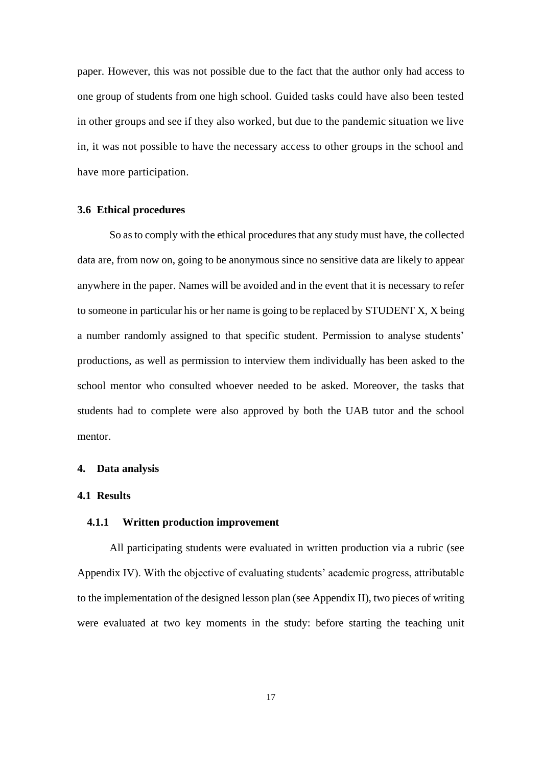paper. However, this was not possible due to the fact that the author only had access to one group of students from one high school. Guided tasks could have also been tested in other groups and see if they also worked, but due to the pandemic situation we live in, it was not possible to have the necessary access to other groups in the school and have more participation.

### 3.6 Ethical procedures

So as to comply with the ethical procedures that any study must have, the collected data are, from now on, going to be anonymous since no sensitive data are likely to appear anywhere in the paper. Names will be avoided and in the event that it is necessary to refer to someone in particular his or her name is going to be replaced by STUDENT X, X being a number randomly assigned to that specific student. Permission to analyse students' productions, as well as permission to interview them individually has been asked to the school mentor who consulted whoever needed to be asked. Moreover, the tasks that students had to complete were also approved by both the UAB tutor and the school mentor.

## 4. Data analysis

### 4.1 Results

#### 4.1.1 Written production improvement

All participating students were evaluated in written production via a rubric (see Appendix IV). With the objective of evaluating students' academic progress, attributable to the implementation of the designed lesson plan (see Appendix II), two pieces of writing were evaluated at two key moments in the study: before starting the teaching unit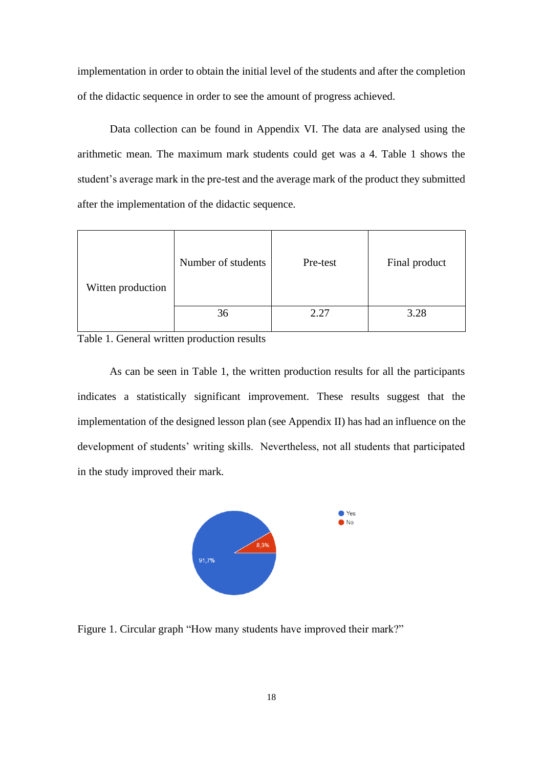implementation in order to obtain the initial level of the students and after the completion of the didactic sequence in order to see the amount of progress achieved.

Data collection can be found in Appendix VI. The data are analysed using the arithmetic mean. The maximum mark students could get was a 4. Table 1 shows the student's average mark in the pre-test and the average mark of the product they submitted after the implementation of the didactic sequence.

| Witten production | Number of students | Pre-test | Final product |
|---|---|---|---|
| | 36 | 2.27 | 3.28 |

Table 1. General written production results

As can be seen in Table 1, the written production results for all the participants indicates a statistically significant improvement. These results suggest that the implementation of the designed lesson plan (see Appendix II) has had an influence on the development of students' writing skills. Nevertheless, not all students that participated in the study improved their mark.

Figure 1. Circular graph "How many students have improved their mark?"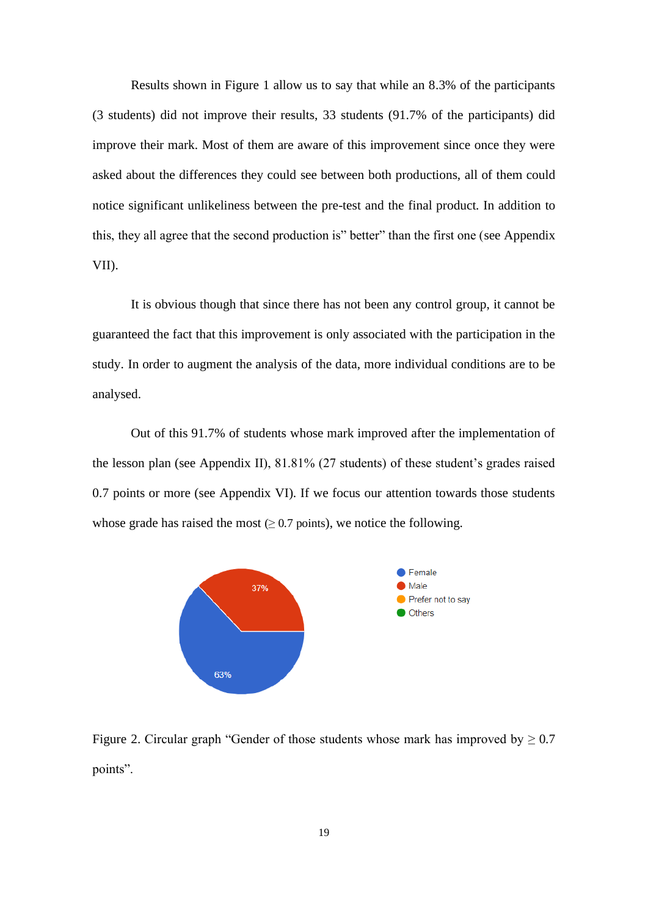Results shown in Figure 1 allow us to say that while an 8.3% of the participants (3 students) did not improve their results, 33 students (91.7% of the participants) did improve their mark. Most of them are aware of this improvement since once they were asked about the differences they could see between both productions, all of them could notice significant unlikeliness between the pre-test and the final product. In addition to this, they all agree that the second production is" better" than the first one (see Appendix VII).

It is obvious though that since there has not been any control group, it cannot be guaranteed the fact that this improvement is only associated with the participation in the study. In order to augment the analysis of the data, more individual conditions are to be analysed.

Out of this 91.7% of students whose mark improved after the implementation of the lesson plan (see Appendix II), 81.81% (27 students) of these student's grades raised 0.7 points or more (see Appendix VI). If we focus our attention towards those students whose grade has raised the most (≥ 0.7 points), we notice the following.

Figure 2. Circular graph "Gender of those students whose mark has improved by ≥ 0.7 points".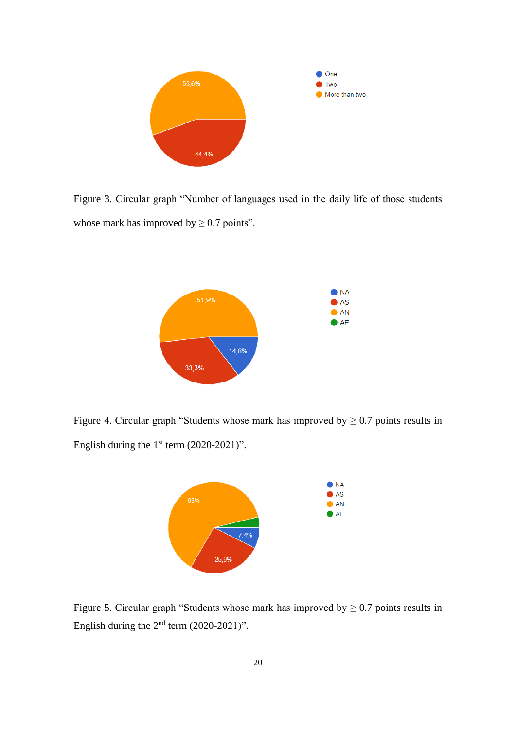Figure 3. Circular graph "Number of languages used in the daily life of those students whose mark has improved by $\geq 0.7$ points".

Figure 4. Circular graph "Students whose mark has improved by $\geq 0.7$ points results in English during the 1st term (2020-2021)".

Figure 5. Circular graph "Students whose mark has improved by $\geq 0.7$ points results in English during the 2nd term (2020-2021)".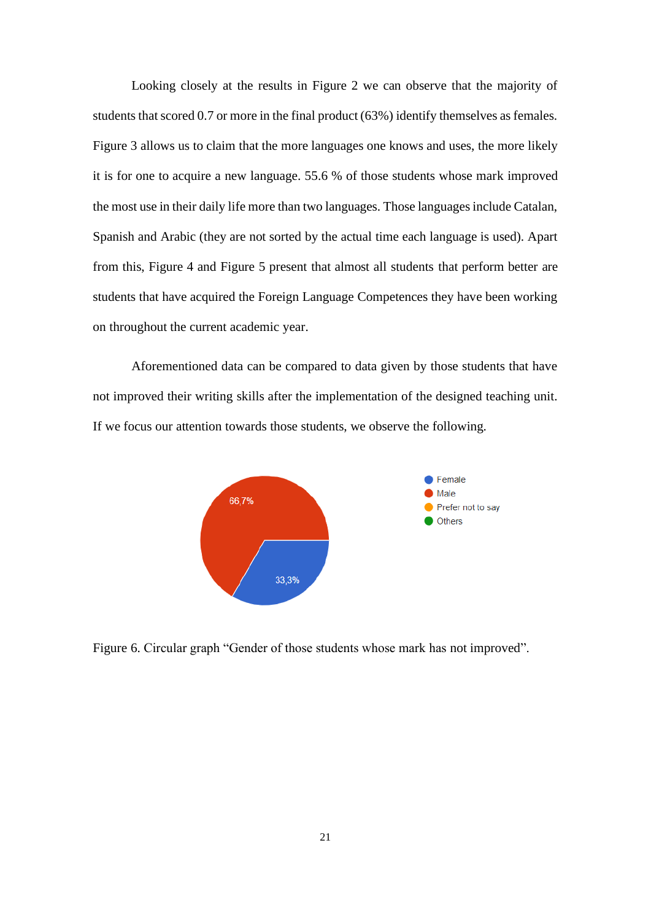Looking closely at the results in Figure 2 we can observe that the majority of students that scored 0.7 or more in the final product (63%) identify themselves as females. Figure 3 allows us to claim that the more languages one knows and uses, the more likely it is for one to acquire a new language. 55.6 % of those students whose mark improved the most use in their daily life more than two languages. Those languages include Catalan, Spanish and Arabic (they are not sorted by the actual time each language is used). Apart from this, Figure 4 and Figure 5 present that almost all students that perform better are students that have acquired the Foreign Language Competences they have been working on throughout the current academic year.

Aforementioned data can be compared to data given by those students that have not improved their writing skills after the implementation of the designed teaching unit. If we focus our attention towards those students, we observe the following.

Figure 6. Circular graph "Gender of those students whose mark has not improved".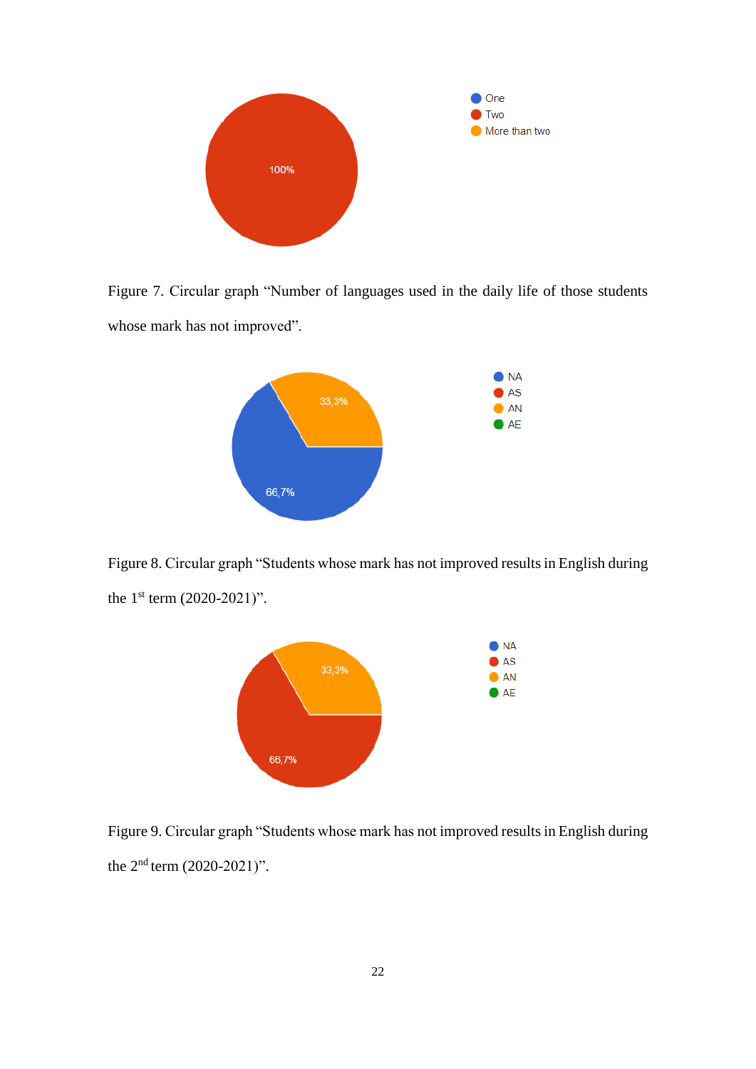Figure 7. Circular graph "Number of languages used in the daily life of those students whose mark has not improved".

Figure 8. Circular graph "Students whose mark has not improved results in English during the 1st term (2020-2021)".

Figure 9. Circular graph "Students whose mark has not improved results in English during the 2nd term (2020-2021)".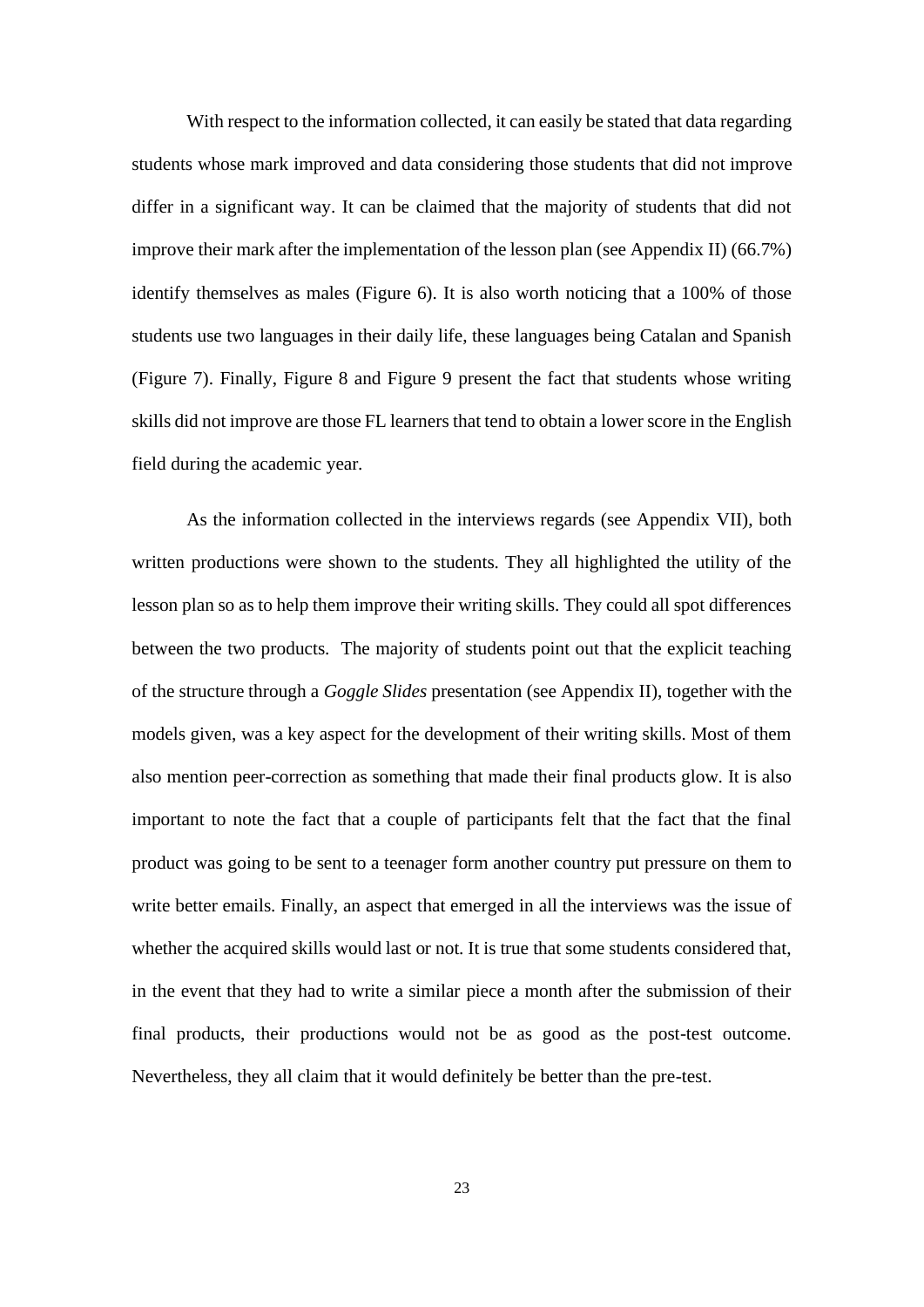With respect to the information collected, it can easily be stated that data regarding students whose mark improved and data considering those students that did not improve differ in a significant way. It can be claimed that the majority of students that did not improve their mark after the implementation of the lesson plan (see Appendix II) (66.7%) identify themselves as males (Figure 6). It is also worth noticing that a 100% of those students use two languages in their daily life, these languages being Catalan and Spanish (Figure 7). Finally, Figure 8 and Figure 9 present the fact that students whose writing skills did not improve are those FL learners that tend to obtain a lower score in the English field during the academic year.

As the information collected in the interviews regards (see Appendix VII), both written productions were shown to the students. They all highlighted the utility of the lesson plan so as to help them improve their writing skills. They could all spot differences between the two products. The majority of students point out that the explicit teaching of the structure through a *Goggle Slides* presentation (see Appendix II), together with the models given, was a key aspect for the development of their writing skills. Most of them also mention peer-correction as something that made their final products glow. It is also important to note the fact that a couple of participants felt that the fact that the final product was going to be sent to a teenager form another country put pressure on them to write better emails. Finally, an aspect that emerged in all the interviews was the issue of whether the acquired skills would last or not. It is true that some students considered that, in the event that they had to write a similar piece a month after the submission of their final products, their productions would not be as good as the post-test outcome. Nevertheless, they all claim that it would definitely be better than the pre-test.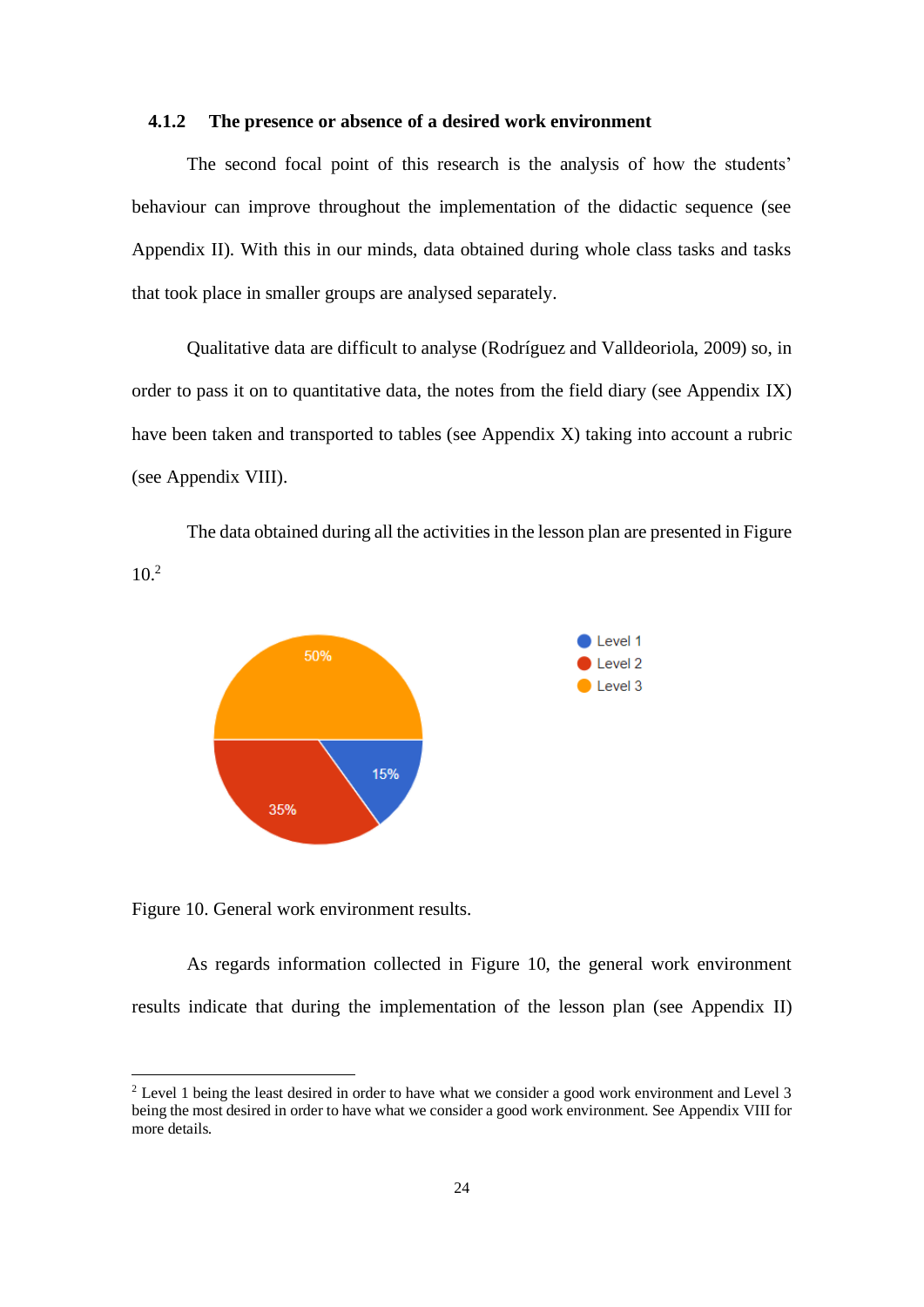### 4.1.2 The presence or absence of a desired work environment

The second focal point of this research is the analysis of how the students' behaviour can improve throughout the implementation of the didactic sequence (see Appendix II). With this in our minds, data obtained during whole class tasks and tasks that took place in smaller groups are analysed separately.

Qualitative data are difficult to analyse (Rodríguez and Valldeoriola, 2009) so, in order to pass it on to quantitative data, the notes from the field diary (see Appendix IX) have been taken and transported to tables (see Appendix X) taking into account a rubric (see Appendix VIII).

The data obtained during all the activities in the lesson plan are presented in Figure 10.[2]

Figure 10. General work environment results.

As regards information collected in Figure 10, the general work environment results indicate that during the implementation of the lesson plan (see Appendix II)

[2] Level 1 being the least desired in order to have what we consider a good work environment and Level 3 being the most desired in order to have what we consider a good work environment. See Appendix VIII for more details.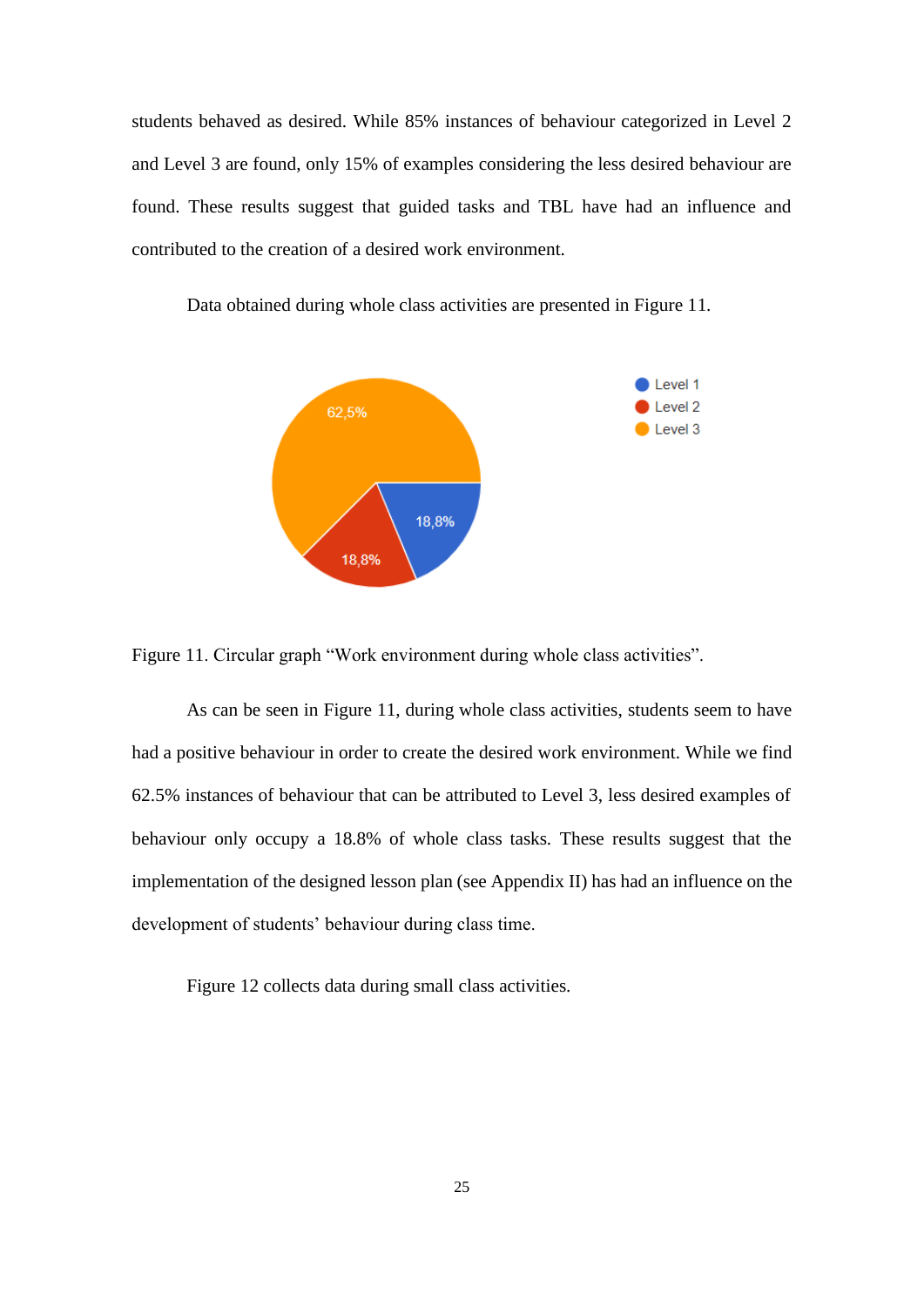students behaved as desired. While 85% instances of behaviour categorized in Level 2 and Level 3 are found, only 15% of examples considering the less desired behaviour are found. These results suggest that guided tasks and TBL have had an influence and contributed to the creation of a desired work environment.

Data obtained during whole class activities are presented in Figure 11.

Figure 11. Circular graph "Work environment during whole class activities".

As can be seen in Figure 11, during whole class activities, students seem to have had a positive behaviour in order to create the desired work environment. While we find 62.5% instances of behaviour that can be attributed to Level 3, less desired examples of behaviour only occupy a 18.8% of whole class tasks. These results suggest that the implementation of the designed lesson plan (see Appendix II) has had an influence on the development of students' behaviour during class time.

Figure 12 collects data during small class activities.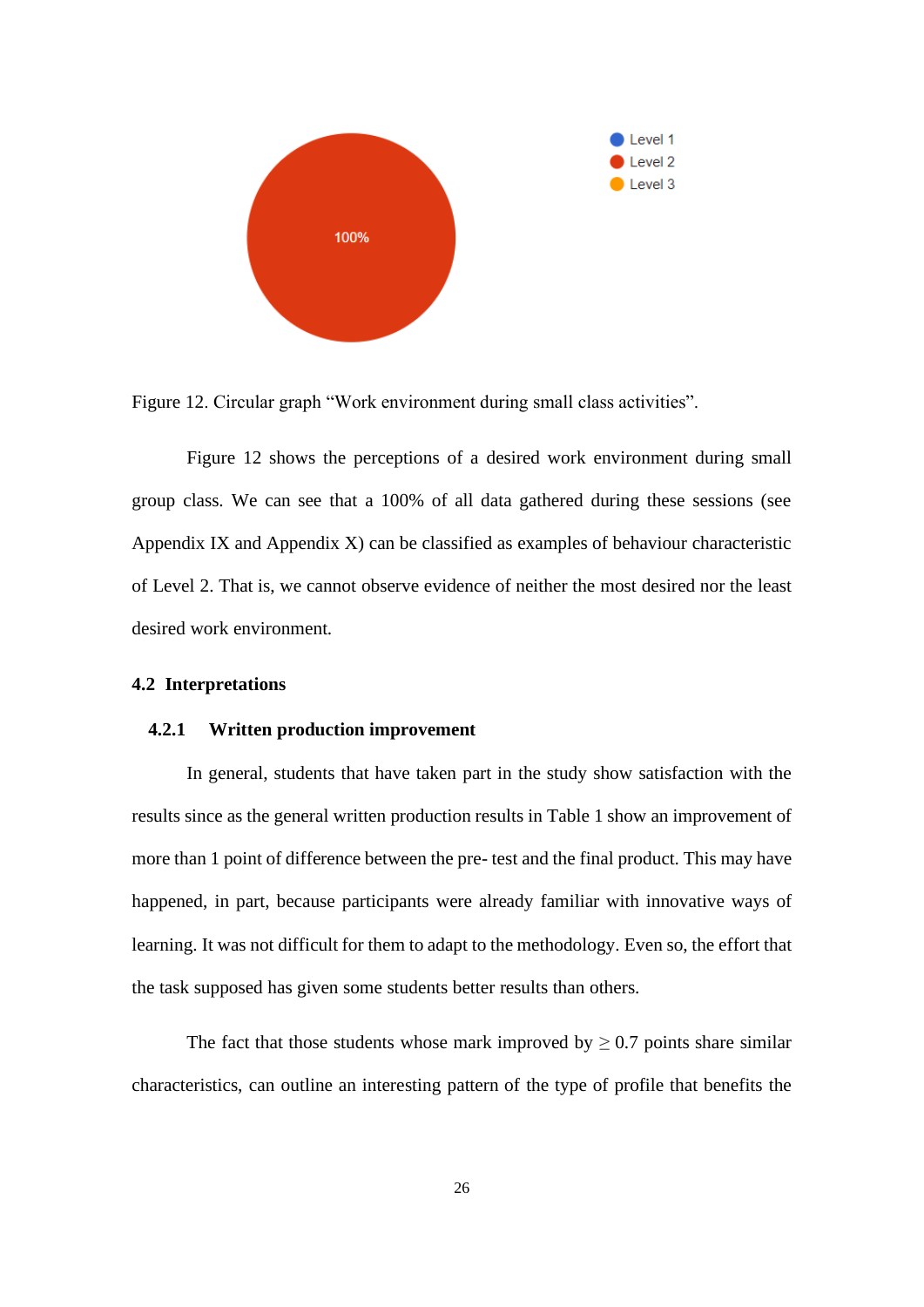Figure 12. Circular graph “Work environment during small class activities”.

Figure 12 shows the perceptions of a desired work environment during small group class. We can see that a 100% of all data gathered during these sessions (see Appendix IX and Appendix X) can be classified as examples of behaviour characteristic of Level 2. That is, we cannot observe evidence of neither the most desired nor the least desired work environment.

## 4.2 Interpretations

### 4.2.1 Written production improvement

In general, students that have taken part in the study show satisfaction with the results since as the general written production results in Table 1 show an improvement of more than 1 point of difference between the pre- test and the final product. This may have happened, in part, because participants were already familiar with innovative ways of learning. It was not difficult for them to adapt to the methodology. Even so, the effort that the task supposed has given some students better results than others.

The fact that those students whose mark improved by $\geq 0.7$ points share similar characteristics, can outline an interesting pattern of the type of profile that benefits the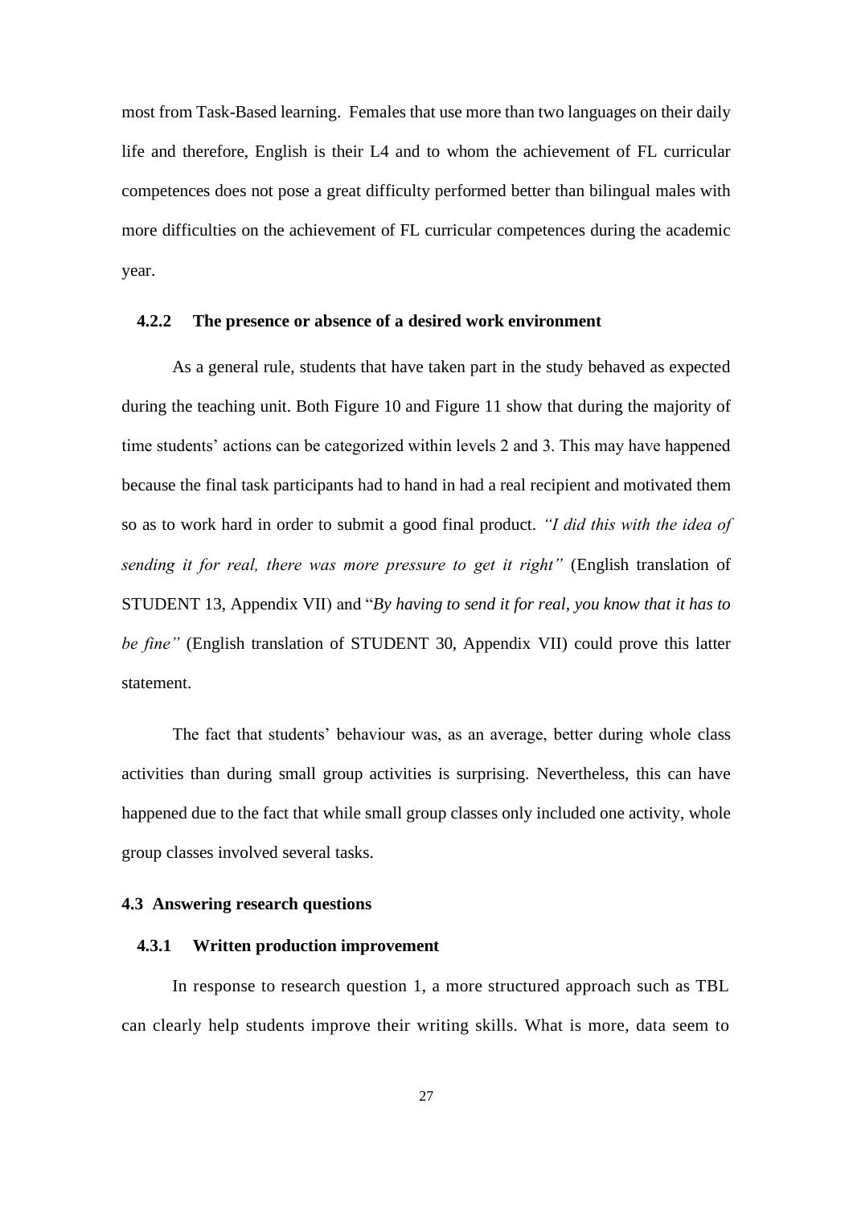most from Task-Based learning. Females that use more than two languages on their daily life and therefore, English is their L4 and to whom the achievement of FL curricular competences does not pose a great difficulty performed better than bilingual males with more difficulties on the achievement of FL curricular competences during the academic year.

### 4.2.2 The presence or absence of a desired work environment

As a general rule, students that have taken part in the study behaved as expected during the teaching unit. Both Figure 10 and Figure 11 show that during the majority of time students' actions can be categorized within levels 2 and 3. This may have happened because the final task participants had to hand in had a real recipient and motivated them so as to work hard in order to submit a good final product. *"I did this with the idea of sending it for real, there was more pressure to get it right"* (English translation of STUDENT 13, Appendix VII) and "*By having to send it for real, you know that it has to be fine"* (English translation of STUDENT 30, Appendix VII) could prove this latter statement.

The fact that students' behaviour was, as an average, better during whole class activities than during small group activities is surprising. Nevertheless, this can have happened due to the fact that while small group classes only included one activity, whole group classes involved several tasks.

## 4.3 Answering research questions

### 4.3.1 Written production improvement

In response to research question 1, a more structured approach such as TBL can clearly help students improve their writing skills. What is more, data seem to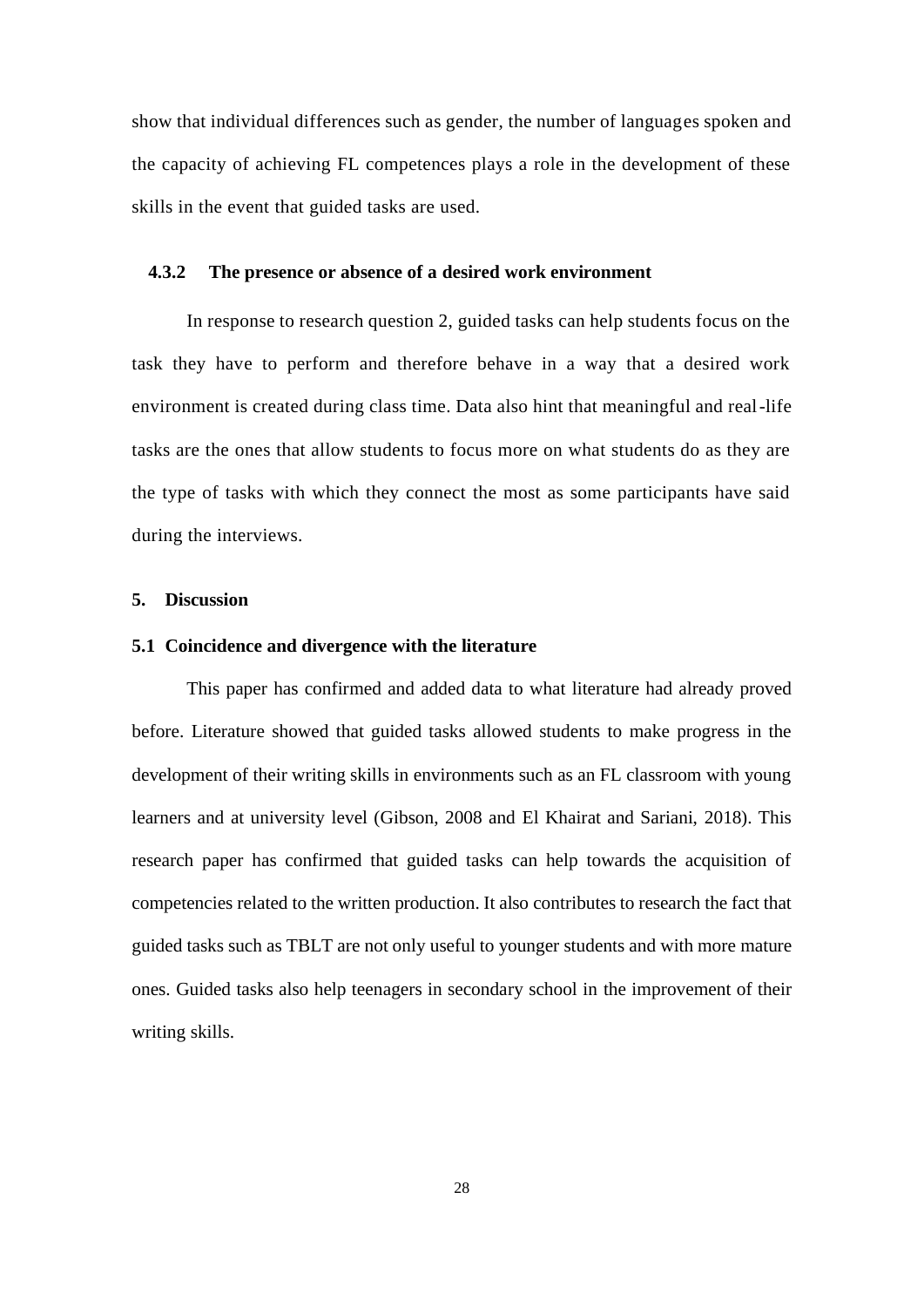show that individual differences such as gender, the number of languages spoken and the capacity of achieving FL competences plays a role in the development of these skills in the event that guided tasks are used.

#### 4.3.2 The presence or absence of a desired work environment

In response to research question 2, guided tasks can help students focus on the task they have to perform and therefore behave in a way that a desired work environment is created during class time. Data also hint that meaningful and real-life tasks are the ones that allow students to focus more on what students do as they are the type of tasks with which they connect the most as some participants have said during the interviews.

## 5. Discussion

### 5.1 Coincidence and divergence with the literature

This paper has confirmed and added data to what literature had already proved before. Literature showed that guided tasks allowed students to make progress in the development of their writing skills in environments such as an FL classroom with young learners and at university level (Gibson, 2008 and El Khairat and Sariani, 2018). This research paper has confirmed that guided tasks can help towards the acquisition of competencies related to the written production. It also contributes to research the fact that guided tasks such as TBLT are not only useful to younger students and with more mature ones. Guided tasks also help teenagers in secondary school in the improvement of their writing skills.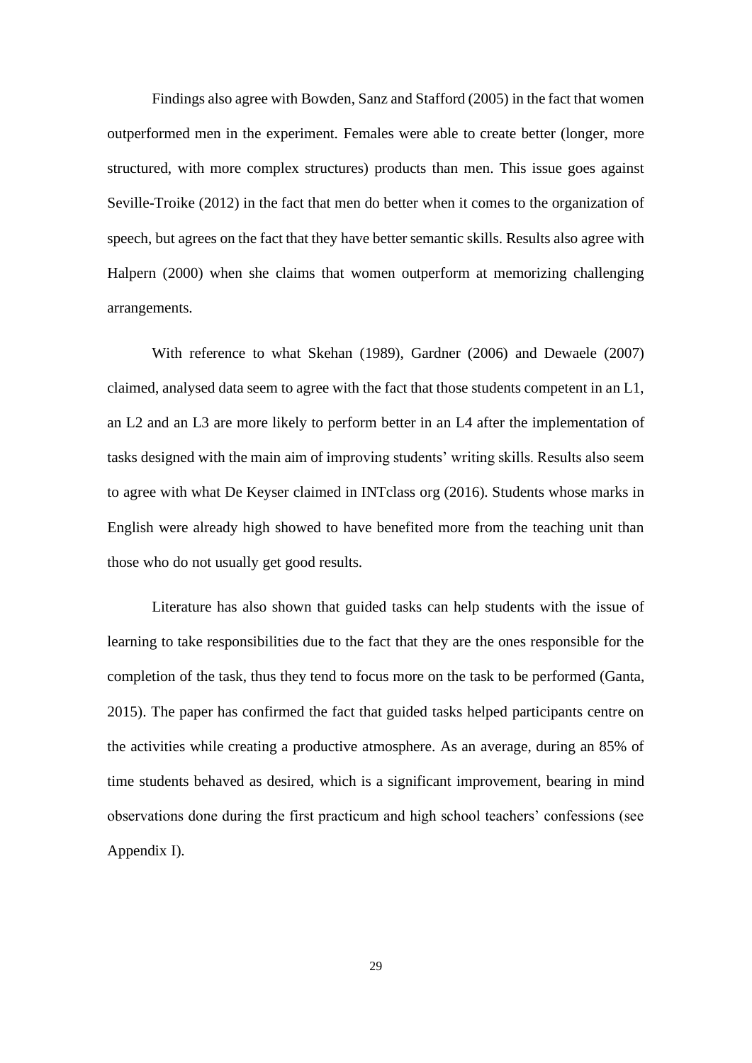Findings also agree with Bowden, Sanz and Stafford (2005) in the fact that women outperformed men in the experiment. Females were able to create better (longer, more structured, with more complex structures) products than men. This issue goes against Seville-Troike (2012) in the fact that men do better when it comes to the organization of speech, but agrees on the fact that they have better semantic skills. Results also agree with Halpern (2000) when she claims that women outperform at memorizing challenging arrangements.

With reference to what Skehan (1989), Gardner (2006) and Dewaele (2007) claimed, analysed data seem to agree with the fact that those students competent in an L1, an L2 and an L3 are more likely to perform better in an L4 after the implementation of tasks designed with the main aim of improving students' writing skills. Results also seem to agree with what De Keyser claimed in INTclass org (2016). Students whose marks in English were already high showed to have benefited more from the teaching unit than those who do not usually get good results.

Literature has also shown that guided tasks can help students with the issue of learning to take responsibilities due to the fact that they are the ones responsible for the completion of the task, thus they tend to focus more on the task to be performed (Ganta, 2015). The paper has confirmed the fact that guided tasks helped participants centre on the activities while creating a productive atmosphere. As an average, during an 85% of time students behaved as desired, which is a significant improvement, bearing in mind observations done during the first practicum and high school teachers' confessions (see Appendix I).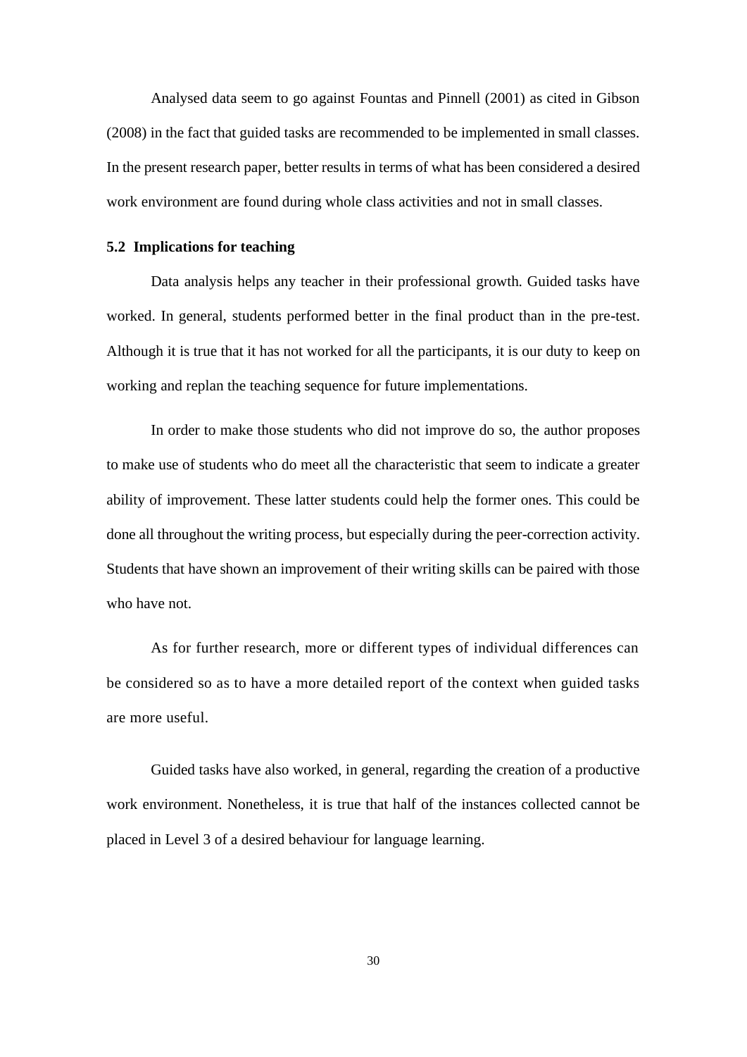Analysed data seem to go against Fountas and Pinnell (2001) as cited in Gibson (2008) in the fact that guided tasks are recommended to be implemented in small classes. In the present research paper, better results in terms of what has been considered a desired work environment are found during whole class activities and not in small classes.

### 5.2 Implications for teaching

Data analysis helps any teacher in their professional growth. Guided tasks have worked. In general, students performed better in the final product than in the pre-test. Although it is true that it has not worked for all the participants, it is our duty to keep on working and replan the teaching sequence for future implementations.

In order to make those students who did not improve do so, the author proposes to make use of students who do meet all the characteristic that seem to indicate a greater ability of improvement. These latter students could help the former ones. This could be done all throughout the writing process, but especially during the peer-correction activity. Students that have shown an improvement of their writing skills can be paired with those who have not.

As for further research, more or different types of individual differences can be considered so as to have a more detailed report of the context when guided tasks are more useful.

Guided tasks have also worked, in general, regarding the creation of a productive work environment. Nonetheless, it is true that half of the instances collected cannot be placed in Level 3 of a desired behaviour for language learning.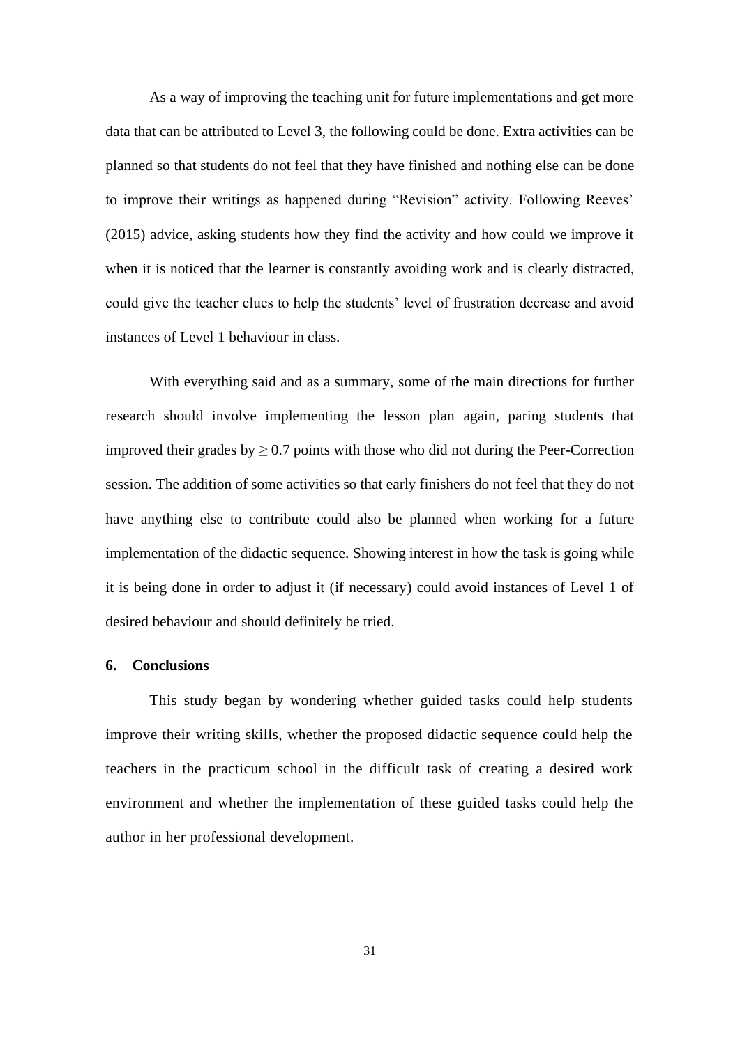As a way of improving the teaching unit for future implementations and get more data that can be attributed to Level 3, the following could be done. Extra activities can be planned so that students do not feel that they have finished and nothing else can be done to improve their writings as happened during “Revision” activity. Following Reeves’ (2015) advice, asking students how they find the activity and how could we improve it when it is noticed that the learner is constantly avoiding work and is clearly distracted, could give the teacher clues to help the students’ level of frustration decrease and avoid instances of Level 1 behaviour in class.

With everything said and as a summary, some of the main directions for further research should involve implementing the lesson plan again, paring students that improved their grades by $\geq 0.7$ points with those who did not during the Peer-Correction session. The addition of some activities so that early finishers do not feel that they do not have anything else to contribute could also be planned when working for a future implementation of the didactic sequence. Showing interest in how the task is going while it is being done in order to adjust it (if necessary) could avoid instances of Level 1 of desired behaviour and should definitely be tried.

## 6. Conclusions

This study began by wondering whether guided tasks could help students improve their writing skills, whether the proposed didactic sequence could help the teachers in the practicum school in the difficult task of creating a desired work environment and whether the implementation of these guided tasks could help the author in her professional development.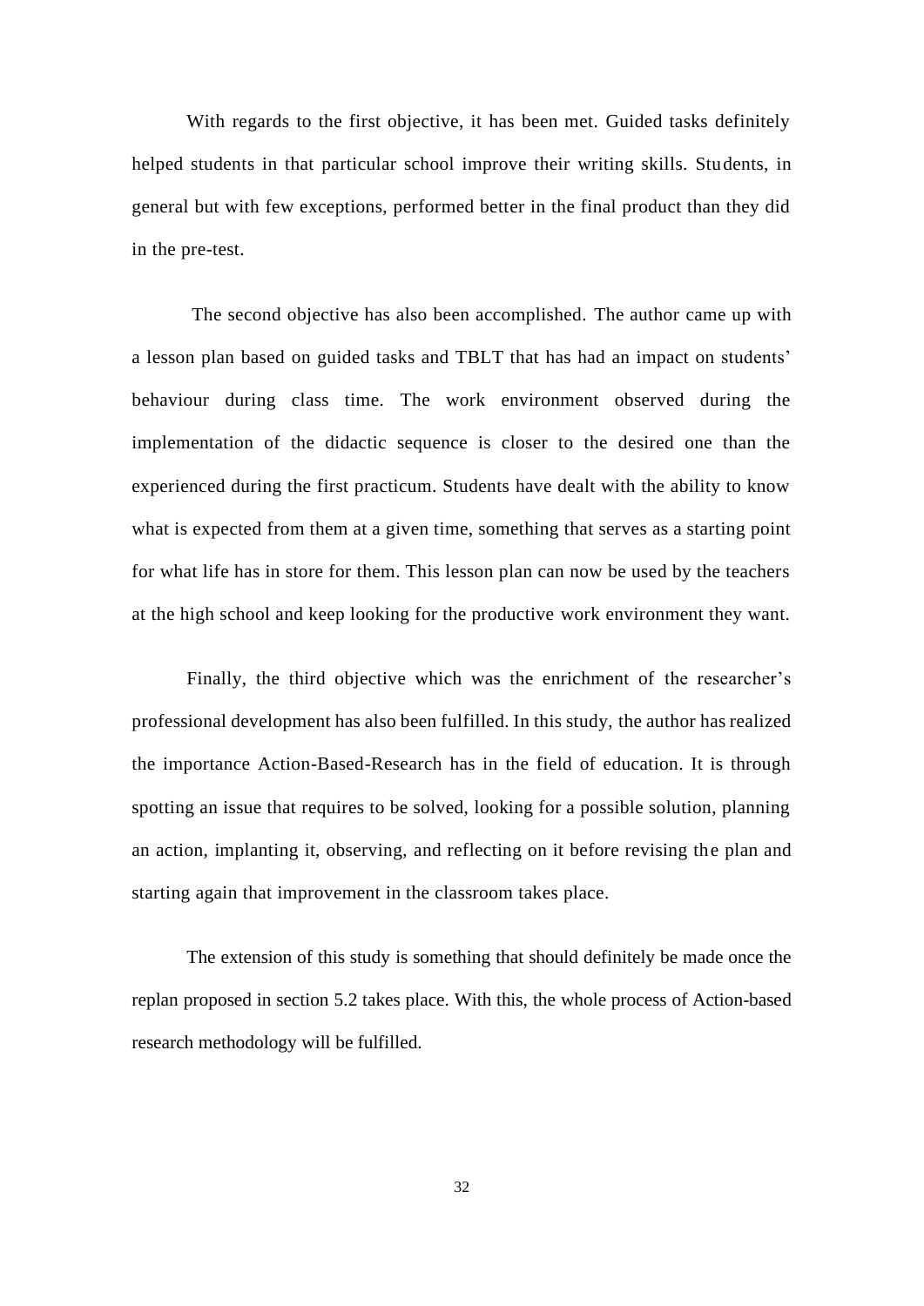With regards to the first objective, it has been met. Guided tasks definitely helped students in that particular school improve their writing skills. Students, in general but with few exceptions, performed better in the final product than they did in the pre-test.

The second objective has also been accomplished. The author came up with a lesson plan based on guided tasks and TBLT that has had an impact on students' behaviour during class time. The work environment observed during the implementation of the didactic sequence is closer to the desired one than the experienced during the first practicum. Students have dealt with the ability to know what is expected from them at a given time, something that serves as a starting point for what life has in store for them. This lesson plan can now be used by the teachers at the high school and keep looking for the productive work environment they want.

Finally, the third objective which was the enrichment of the researcher's professional development has also been fulfilled. In this study, the author has realized the importance Action-Based-Research has in the field of education. It is through spotting an issue that requires to be solved, looking for a possible solution, planning an action, implanting it, observing, and reflecting on it before revising the plan and starting again that improvement in the classroom takes place.

The extension of this study is something that should definitely be made once the replan proposed in section 5.2 takes place. With this, the whole process of Action-based research methodology will be fulfilled.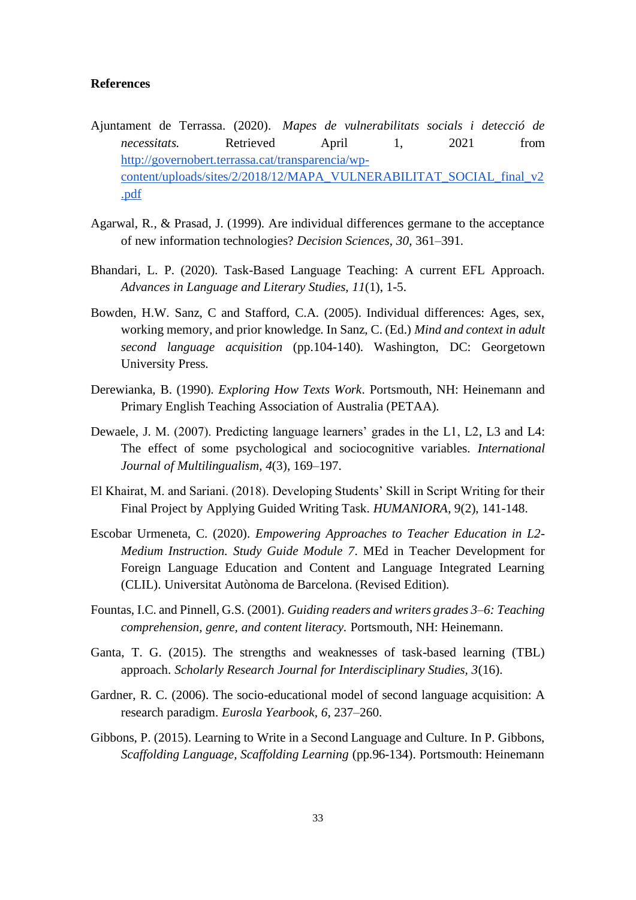**References**

Ajuntament de Terrassa. (2020). *Mapes de vulnerabilitats socials i detecció de necessitats.* Retrieved April 1, 2021 from http://governobert.terrassa.cat/transparencia/wp-content/uploads/sites/2/2018/12/MAPA_VULNERABILITAT_SOCIAL_final_v2.pdf

Agarwal, R., & Prasad, J. (1999). Are individual differences germane to the acceptance of new information technologies? *Decision Sciences*, *30*, 361–391.

Bhandari, L. P. (2020). Task-Based Language Teaching: A current EFL Approach. *Advances in Language and Literary Studies*, *11*(1), 1-5.

Bowden, H.W. Sanz, C and Stafford, C.A. (2005). Individual differences: Ages, sex, working memory, and prior knowledge. In Sanz, C. (Ed.) *Mind and context in adult second language acquisition* (pp.104-140). Washington, DC: Georgetown University Press.

Derewianka, B. (1990). *Exploring How Texts Work*. Portsmouth, NH: Heinemann and Primary English Teaching Association of Australia (PETAA).

Dewaele, J. M. (2007). Predicting language learners' grades in the L1, L2, L3 and L4: The effect of some psychological and sociocognitive variables. *International Journal of Multilingualism*, *4*(3), 169–197.

El Khairat, M. and Sariani. (2018). Developing Students' Skill in Script Writing for their Final Project by Applying Guided Writing Task. *HUMANIORA*, 9(2), 141-148.

Escobar Urmeneta, C. (2020). *Empowering Approaches to Teacher Education in L2-Medium Instruction. Study Guide Module 7*. MEd in Teacher Development for Foreign Language Education and Content and Language Integrated Learning (CLIL). Universitat Autònoma de Barcelona. (Revised Edition).

Fountas, I.C. and Pinnell, G.S. (2001). *Guiding readers and writers grades 3–6: Teaching comprehension, genre, and content literacy.* Portsmouth, NH: Heinemann.

Ganta, T. G. (2015). The strengths and weaknesses of task-based learning (TBL) approach. *Scholarly Research Journal for Interdisciplinary Studies*, *3*(16).

Gardner, R. C. (2006). The socio-educational model of second language acquisition: A research paradigm. *Eurosla Yearbook*, *6*, 237–260.

Gibbons, P. (2015). Learning to Write in a Second Language and Culture. In P. Gibbons, *Scaffolding Language, Scaffolding Learning* (pp.96-134). Portsmouth: Heinemann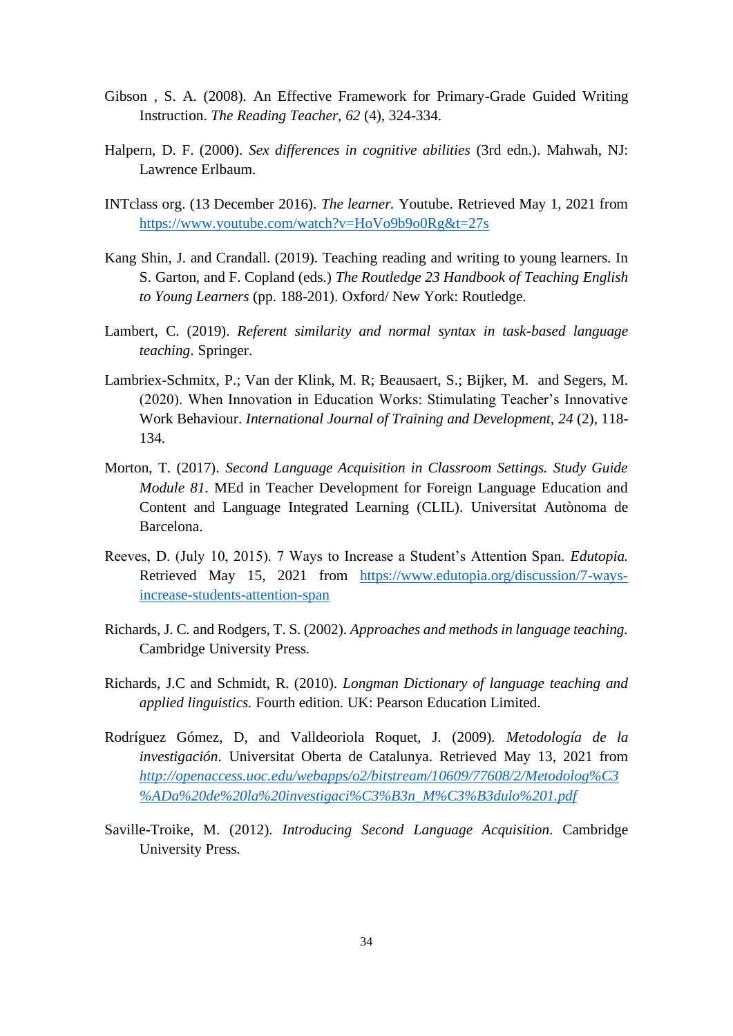Gibson , S. A. (2008). An Effective Framework for Primary-Grade Guided Writing Instruction. *The Reading Teacher, 62* (4), 324-334.

Halpern, D. F. (2000). *Sex differences in cognitive abilities* (3rd edn.). Mahwah, NJ: Lawrence Erlbaum.

INTclass org. (13 December 2016). *The learner.* Youtube. Retrieved May 1, 2021 from https://www.youtube.com/watch?v=HoVo9b9o0Rg&t=27s

Kang Shin, J. and Crandall. (2019). Teaching reading and writing to young learners. In S. Garton, and F. Copland (eds.) *The Routledge 23 Handbook of Teaching English to Young Learners* (pp. 188-201). Oxford/ New York: Routledge.

Lambert, C. (2019). *Referent similarity and normal syntax in task-based language teaching*. Springer.

Lambriex-Schmitx, P.; Van der Klink, M. R; Beausaert, S.; Bijker, M. and Segers, M. (2020). When Innovation in Education Works: Stimulating Teacher's Innovative Work Behaviour. *International Journal of Training and Development, 24* (2), 118-134.

Morton, T. (2017). *Second Language Acquisition in Classroom Settings. Study Guide Module 81*. MEd in Teacher Development for Foreign Language Education and Content and Language Integrated Learning (CLIL). Universitat Autònoma de Barcelona.

Reeves, D. (July 10, 2015). 7 Ways to Increase a Student's Attention Span. *Edutopia.* Retrieved May 15, 2021 from https://www.edutopia.org/discussion/7-ways-increase-students-attention-span

Richards, J. C. and Rodgers, T. S. (2002). *Approaches and methods in language teaching.* Cambridge University Press.

Richards, J.C and Schmidt, R. (2010). *Longman Dictionary of language teaching and applied linguistics.* Fourth edition. UK: Pearson Education Limited.

Rodríguez Gómez, D, and Valldeoriola Roquet, J. (2009). *Metodología de la investigación*. Universitat Oberta de Catalunya. Retrieved May 13, 2021 from *http://openaccess.uoc.edu/webapps/o2/bitstream/10609/77608/2/Metodolog%C3%ADa%20de%20la%20investigaci%C3%B3n_M%C3%B3dulo%201.pdf*

Saville-Troike, M. (2012). *Introducing Second Language Acquisition*. Cambridge University Press.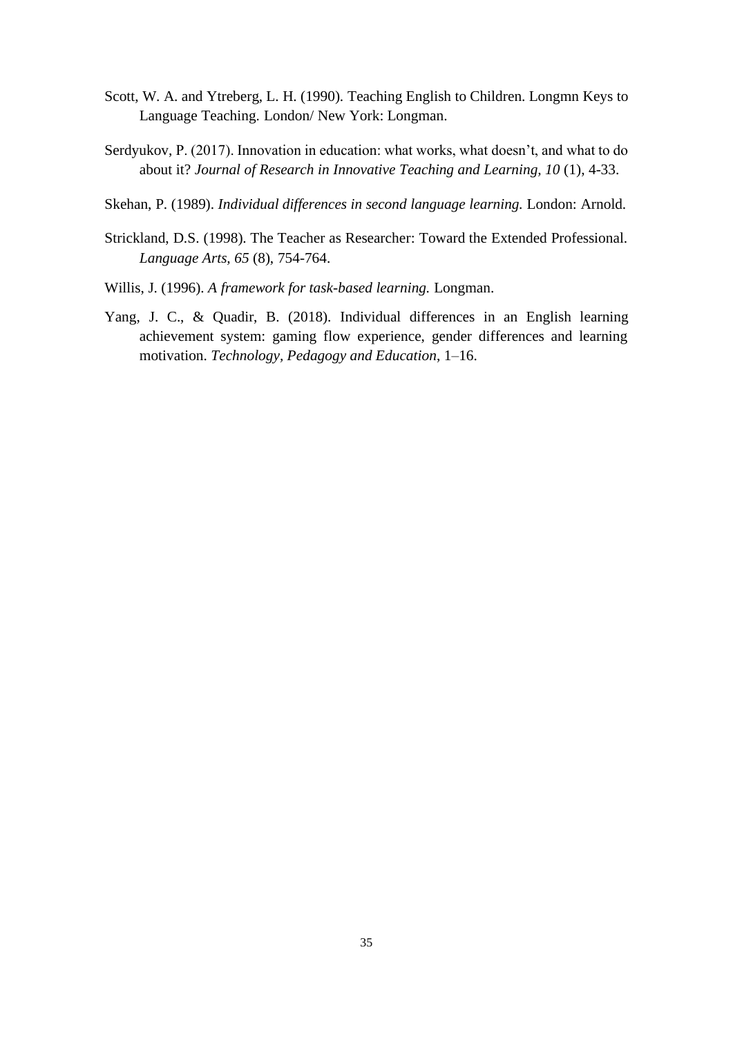Scott, W. A. and Ytreberg, L. H. (1990). Teaching English to Children. Longmn Keys to Language Teaching. London/ New York: Longman.

Serdyukov, P. (2017). Innovation in education: what works, what doesn't, and what to do about it? *Journal of Research in Innovative Teaching and Learning, 10* (1), 4-33.

Skehan, P. (1989). *Individual differences in second language learning.* London: Arnold.

Strickland, D.S. (1998). The Teacher as Researcher: Toward the Extended Professional. *Language Arts, 65* (8), 754-764.

Willis, J. (1996). *A framework for task-based learning.* Longman.

Yang, J. C., & Quadir, B. (2018). Individual differences in an English learning achievement system: gaming flow experience, gender differences and learning motivation. *Technology, Pedagogy and Education*, 1–16.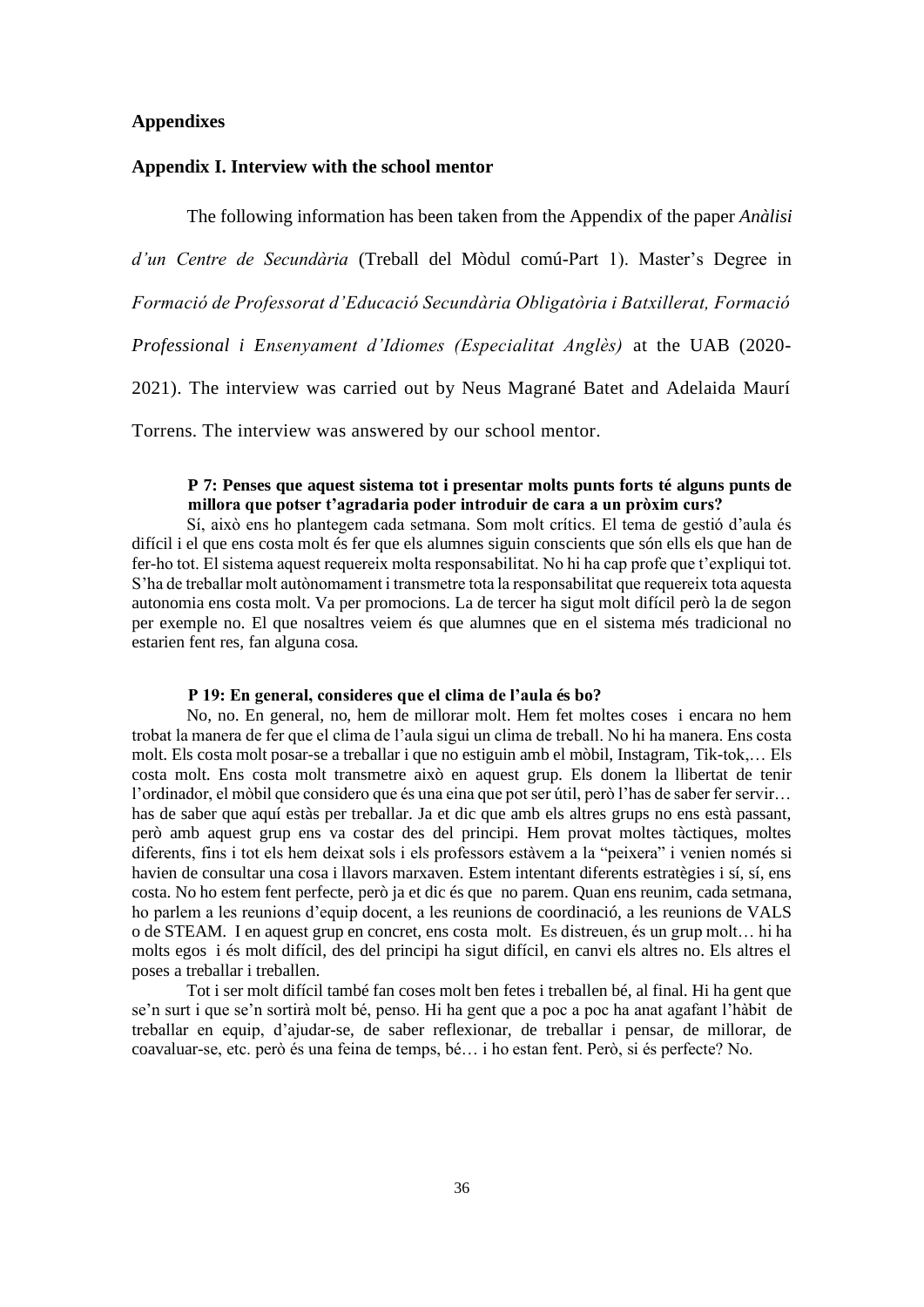## Appendixes

### Appendix I. Interview with the school mentor

The following information has been taken from the Appendix of the paper *Anàlisi d'un Centre de Secundària* (Treball del Mòdul comú-Part 1). Master's Degree in *Formació de Professorat d'Educació Secundària Obligatòria i Batxillerat, Formació Professional i Ensenyament d'Idiomes (Especialitat Anglès)* at the UAB (2020-2021). The interview was carried out by Neus Magrané Batet and Adelaida Maurí Torrens. The interview was answered by our school mentor.

**P 7: Penses que aquest sistema tot i presentar molts punts forts té alguns punts de millora que potser t'agradaria poder introduir de cara a un pròxim curs?**

Sí, això ens ho plantegem cada setmana. Som molt crítics. El tema de gestió d'aula és difícil i el que ens costa molt és fer que els alumnes siguin conscients que són ells els que han de fer-ho tot. El sistema aquest requereix molta responsabilitat. No hi ha cap profe que t'expliqui tot. S'ha de treballar molt autònomament i transmetre tota la responsabilitat que requereix tota aquesta autonomia ens costa molt. Va per promocions. La de tercer ha sigut molt difícil però la de segon per exemple no. El que nosaltres veiem és que alumnes que en el sistema més tradicional no estarien fent res, fan alguna cosa.

**P 19: En general, consideres que el clima de l'aula és bo?**

No, no. En general, no, hem de millorar molt. Hem fet moltes coses i encara no hem trobat la manera de fer que el clima de l'aula sigui un clima de treball. No hi ha manera. Ens costa molt. Els costa molt posar-se a treballar i que no estiguin amb el mòbil, Instagram, Tik-tok,… Els costa molt. Ens costa molt transmetre això en aquest grup. Els donem la llibertat de tenir l'ordinador, el mòbil que considero que és una eina que pot ser útil, però l'has de saber fer servir… has de saber que aquí estàs per treballar. Ja et dic que amb els altres grups no ens està passant, però amb aquest grup ens va costar des del principi. Hem provat moltes tàctiques, moltes diferents, fins i tot els hem deixat sols i els professors estàvem a la "peixera" i venien només si havien de consultar una cosa i llavors marxaven. Estem intentant diferents estratègies i sí, sí, ens costa. No ho estem fent perfecte, però ja et dic és que no parem. Quan ens reunim, cada setmana, ho parlem a les reunions d'equip docent, a les reunions de coordinació, a les reunions de VALS o de STEAM. I en aquest grup en concret, ens costa molt. Es distreuen, és un grup molt… hi ha molts egos i és molt difícil, des del principi ha sigut difícil, en canvi els altres no. Els altres el poses a treballar i treballen.

Tot i ser molt difícil també fan coses molt ben fetes i treballen bé, al final. Hi ha gent que se'n surt i que se'n sortirà molt bé, penso. Hi ha gent que a poc a poc ha anat agafant l'hàbit de treballar en equip, d'ajudar-se, de saber reflexionar, de treballar i pensar, de millorar, de coavaluar-se, etc. però és una feina de temps, bé… i ho estan fent. Però, si és perfecte? No.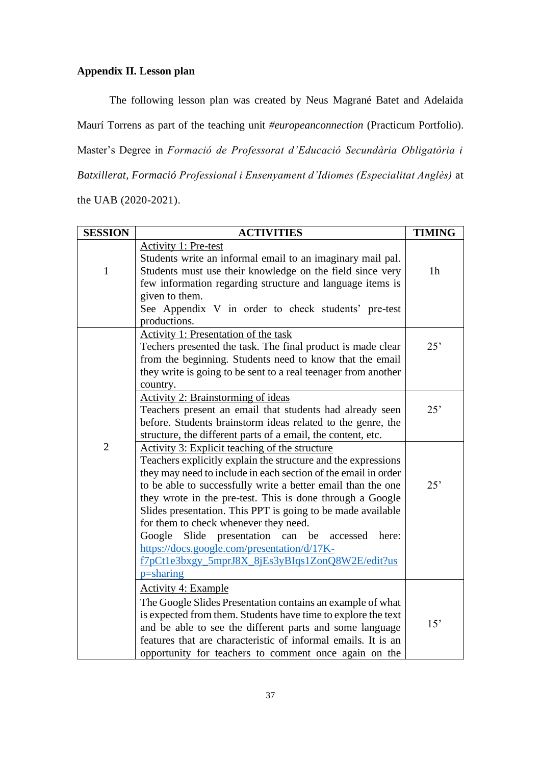### Appendix II. Lesson plan

The following lesson plan was created by Neus Magrané Batet and Adelaida Maurí Torrens as part of the teaching unit *#europeanconnection* (Practicum Portfolio). Master's Degree in *Formació de Professorat d'Educació Secundària Obligatòria i Batxillerat, Formació Professional i Ensenyament d'Idiomes (Especialitat Anglès)* at the UAB (2020-2021).

| SESSION | ACTIVITIES | TIMING |
|---|---|---|
| 1 | Activity 1: Pre-test<br>Students write an informal email to an imaginary mail pal. Students must use their knowledge on the field since very few information regarding structure and language items is given to them.<br>See Appendix V in order to check students' pre-test productions. | 1h |
| 2 | Activity 1: Presentation of the task<br>Techers presented the task. The final product is made clear from the beginning. Students need to know that the email they write is going to be sent to a real teenager from another country. | 25' |
| | Activity 2: Brainstorming of ideas<br>Teachers present an email that students had already seen before. Students brainstorm ideas related to the genre, the structure, the different parts of a email, the content, etc. | 25' |
| | Activity 3: Explicit teaching of the structure<br>Teachers explicitly explain the structure and the expressions they may need to include in each section of the email in order to be able to successfully write a better email than the one they wrote in the pre-test. This is done through a Google Slides presentation. This PPT is going to be made available for them to check whenever they need.<br>Google Slide presentation can be accessed here: https://docs.google.com/presentation/d/17K-f7pCt1e3bxgy_5mprJ8X_8jEs3yBIqs1ZonQ8W2E/edit?usp=sharing | 25' |
| | Activity 4: Example<br>The Google Slides Presentation contains an example of what is expected from them. Students have time to explore the text and be able to see the different parts and some language features that are characteristic of informal emails. It is an opportunity for teachers to comment once again on the | 15' |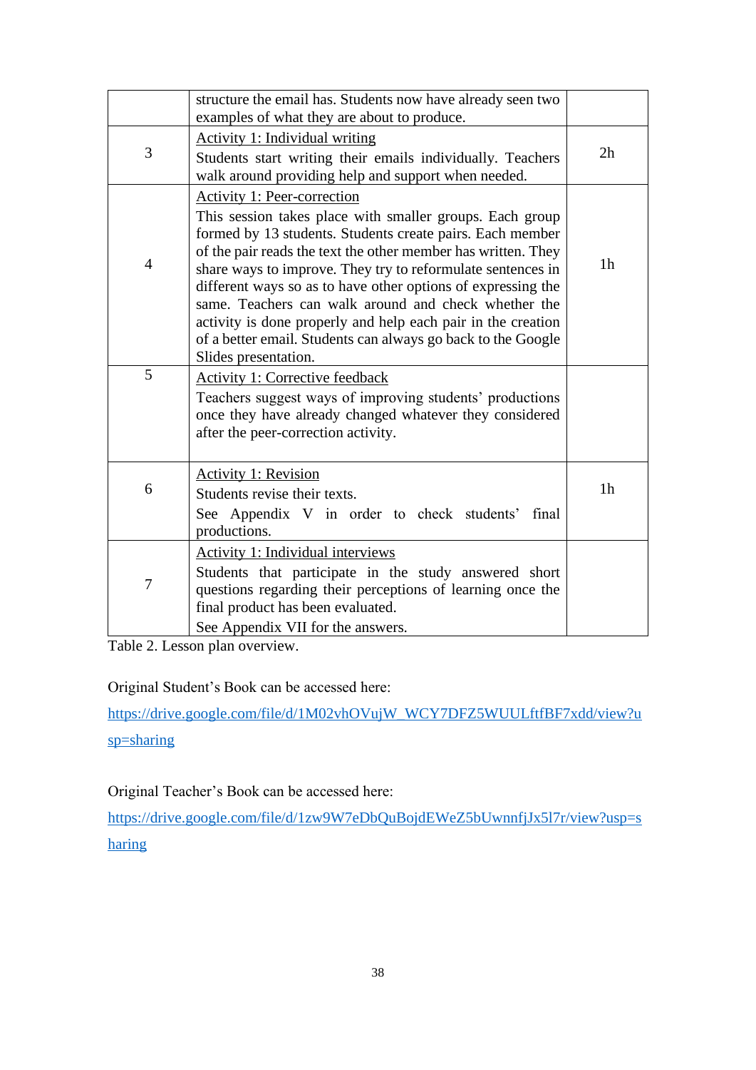| | | |
|---|---|---|
| | structure the email has. Students now have already seen two examples of what they are about to produce. | |
| 3 | Activity 1: Individual writing<br>Students start writing their emails individually. Teachers walk around providing help and support when needed. | 2h |
| 4 | Activity 1: Peer-correction<br>This session takes place with smaller groups. Each group formed by 13 students. Students create pairs. Each member of the pair reads the text the other member has written. They share ways to improve. They try to reformulate sentences in different ways so as to have other options of expressing the same. Teachers can walk around and check whether the activity is done properly and help each pair in the creation of a better email. Students can always go back to the Google Slides presentation. | 1h |
| 5 | Activity 1: Corrective feedback<br>Teachers suggest ways of improving students' productions once they have already changed whatever they considered after the peer-correction activity. | |
| 6 | Activity 1: Revision<br>Students revise their texts.<br>See Appendix V in order to check students' final productions. | 1h |
| 7 | Activity 1: Individual interviews<br>Students that participate in the study answered short questions regarding their perceptions of learning once the final product has been evaluated.<br>See Appendix VII for the answers. | |

Table 2. Lesson plan overview.

Original Student's Book can be accessed here:

https://drive.google.com/file/d/1M02vhOVujW_WCY7DFZ5WUULftfBF7xdd/view?usp=sharing

Original Teacher's Book can be accessed here:

https://drive.google.com/file/d/1zw9W7eDbQuBojdEWeZ5bUwnnfjJx5l7r/view?usp=sharing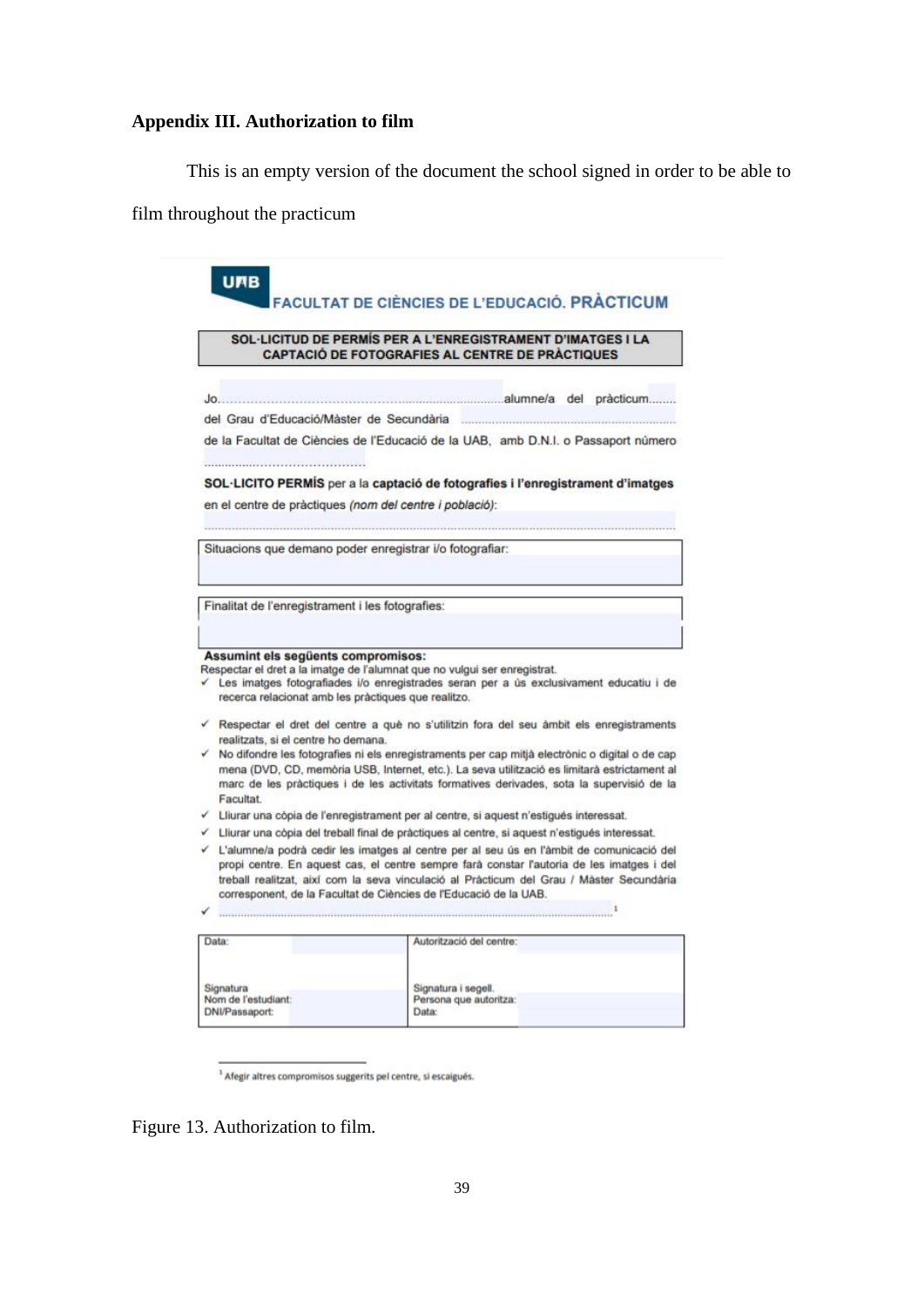### Appendix III. Authorization to film

This is an empty version of the document the school signed in order to be able to film throughout the practicum

**UAB** FACULTAT DE CIÈNCIES DE L'EDUCACIÓ. PRÀCTICUM

**SOL·LICITUD DE PERMÍS PER A L'ENREGISTRAMENT D'IMATGES I LA CAPTACIÓ DE FOTOGRAFIES AL CENTRE DE PRÀCTIQUES**

Jo.................................................................................alumne/a del pràcticum........ del Grau d'Educació/Màster de Secundària .................................................... de la Facultat de Ciències de l'Educació de la UAB, amb D.N.I. o Passaport número ...........................................

**SOL·LICITO PERMÍS** per a la **captació de fotografies i l'enregistrament d'imatges** en el centre de pràctiques *(nom del centre i població)*:
..........................................................................................................................................

| Situacions que demano poder enregistrar i/o fotografiar: |
|---|
| |

| Finalitat de l'enregistrament i les fotografies: |
|---|
| |

**Assumint els següents compromisos:**

Respectar el dret a la imatge de l'alumnat que no vulgui ser enregistrat.

- ✓ Les imatges fotografiades i/o enregistrades seran per a ús exclusivament educatiu i de recerca relacionat amb les pràctiques que realitzo.
- ✓ Respectar el dret del centre a què no s'utilitzin fora del seu àmbit els enregistraments realitzats, si el centre ho demana.
- ✓ No difondre les fotografies ni els enregistraments per cap mitjà electrònic o digital o de cap mena (DVD, CD, memòria USB, Internet, etc.). La seva utilització es limitarà estrictament al marc de les pràctiques i de les activitats formatives derivades, sota la supervisió de la Facultat.
- ✓ Lliurar una còpia de l'enregistrament per al centre, si aquest n'estigués interessat.
- ✓ Lliurar una còpia del treball final de pràctiques al centre, si aquest n'estigués interessat.
- ✓ L'alumne/a podrà cedir les imatges al centre per al seu ús en l'àmbit de comunicació del propi centre. En aquest cas, el centre sempre farà constar l'autoria de les imatges i del treball realitzat, així com la seva vinculació al Pràcticum del Grau / Màster Secundària corresponent, de la Facultat de Ciències de l'Educació de la UAB.
- ✓ ..........................................................................................................................[1]

| Data: | Autorització del centre: |
|---|---|
| Signatura<br>Nom de l'estudiant:<br>DNI/Passaport: | Signatura i segell.<br>Persona que autoritza:<br>Data: |

[1] Afegir altres compromisos suggerits pel centre, si escaigués.

Figure 13. Authorization to film.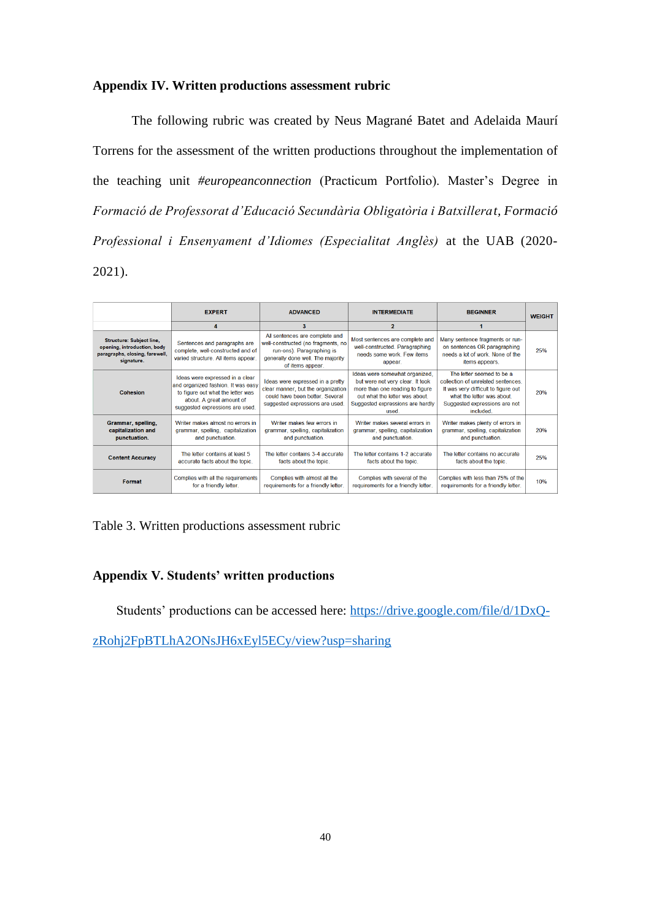## Appendix IV. Written productions assessment rubric

The following rubric was created by Neus Magrané Batet and Adelaida Maurí Torrens for the assessment of the written productions throughout the implementation of the teaching unit *#europeanconnection* (Practicum Portfolio). Master's Degree in *Formació de Professorat d'Educació Secundària Obligatòria i Batxillerat*, *Formació Professional i Ensenyament d'Idiomes (Especialitat Anglès)* at the UAB (2020-2021).

| | EXPERT | ADVANCED | INTERMEDIATE | BEGINNER | WEIGHT |
|---|---|---|---|---|---|
| | 4 | 3 | 2 | 1 | |
| **Structure: Subject line, opening, introduction, body paragraphs, closing, farewell, signature.** | Sentences and paragraphs are complete, well-constructed and of varied structure. All items appear. | All sentences are complete and well-constructed (no fragments, no run-ons). Paragraphing is generally done well. The majority of items appear. | Most sentences are complete and well-constructed. Paragraphing needs some work. Few items appear. | Many sentence fragments or run-on sentences OR paragraphing needs a lot of work. None of the items appears. | 25% |
| **Cohesion** | Ideas were expressed in a clear and organized fashion. It was easy to figure out what the letter was about. A great amount of suggested expressions were used. | Ideas were expressed in a pretty clear manner, but the organization could have been better. Several suggested expressions are used. | Ideas were somewhat organized, but were not very clear. It took more than one reading to figure out what the letter was about. Suggested expressions are hardly used. | The letter seemed to be a collection of unrelated sentences. It was very difficult to figure out what the letter was about. Suggested expressions are not included. | 20% |
| **Grammar, spelling, capitalization and punctuation.** | Writer makes almost no errors in grammar, spelling, capitalization and punctuation. | Writer makes few errors in grammar, spelling, capitalization and punctuation. | Writer makes several errors in grammar, spelling, capitalization and punctuation. | Writer makes plenty of errors in grammar, spelling, capitalization and punctuation. | 20% |
| **Content Accuracy** | The letter contains at least 5 accurate facts about the topic. | The letter contains 3-4 accurate facts about the topic. | The letter contains 1-2 accurate facts about the topic. | The letter contains no accurate facts about the topic. | 25% |
| **Format** | Complies with all the requirements for a friendly letter. | Complies with almost all the requirements for a friendly letter. | Complies with several of the requirements for a friendly letter. | Complies with less than 75% of the requirements for a friendly letter. | 10% |

Table 3. Written productions assessment rubric

## Appendix V. Students' written productions

Students' productions can be accessed here: [https://drive.google.com/file/d/1DxQ-zRohj2FpBTLhA2ONsJH6xEyl5ECy/view?usp=sharing](https://drive.google.com/file/d/1DxQ-zRohj2FpBTLhA2ONsJH6xEyl5ECy/view?usp=sharing)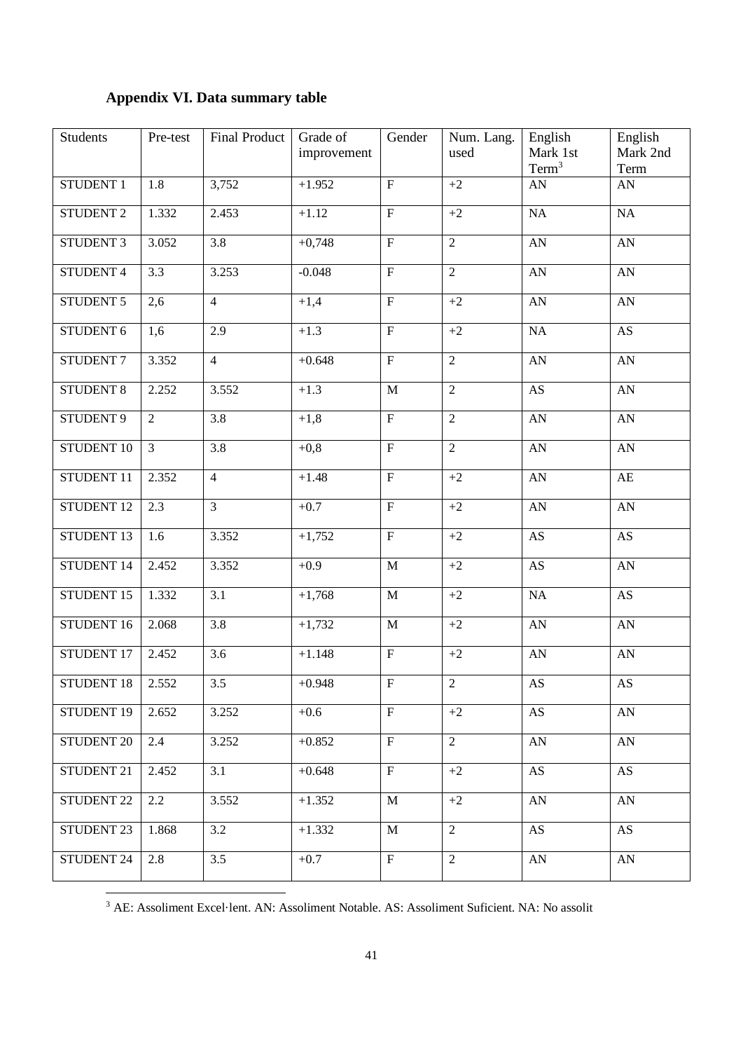### Appendix VI. Data summary table

| Students | Pre-test | Final Product | Grade of improvement | Gender | Num. Lang. used | English Mark 1st Term[3] | English Mark 2nd Term |
|---|---|---|---|---|---|---|---|
| STUDENT 1 | 1.8 | 3,752 | +1.952 | F | +2 | AN | AN |
| STUDENT 2 | 1.332 | 2.453 | +1.12 | F | +2 | NA | NA |
| STUDENT 3 | 3.052 | 3.8 | +0,748 | F | 2 | AN | AN |
| STUDENT 4 | 3.3 | 3.253 | -0.048 | F | 2 | AN | AN |
| STUDENT 5 | 2,6 | 4 | +1,4 | F | +2 | AN | AN |
| STUDENT 6 | 1,6 | 2.9 | +1.3 | F | +2 | NA | AS |
| STUDENT 7 | 3.352 | 4 | +0.648 | F | 2 | AN | AN |
| STUDENT 8 | 2.252 | 3.552 | +1.3 | M | 2 | AS | AN |
| STUDENT 9 | 2 | 3.8 | +1,8 | F | 2 | AN | AN |
| STUDENT 10 | 3 | 3.8 | +0,8 | F | 2 | AN | AN |
| STUDENT 11 | 2.352 | 4 | +1.48 | F | +2 | AN | AE |
| STUDENT 12 | 2.3 | 3 | +0.7 | F | +2 | AN | AN |
| STUDENT 13 | 1.6 | 3.352 | +1,752 | F | +2 | AS | AS |
| STUDENT 14 | 2.452 | 3.352 | +0.9 | M | +2 | AS | AN |
| STUDENT 15 | 1.332 | 3.1 | +1,768 | M | +2 | NA | AS |
| STUDENT 16 | 2.068 | 3.8 | +1,732 | M | +2 | AN | AN |
| STUDENT 17 | 2.452 | 3.6 | +1.148 | F | +2 | AN | AN |
| STUDENT 18 | 2.552 | 3.5 | +0.948 | F | 2 | AS | AS |
| STUDENT 19 | 2.652 | 3.252 | +0.6 | F | +2 | AS | AN |
| STUDENT 20 | 2.4 | 3.252 | +0.852 | F | 2 | AN | AN |
| STUDENT 21 | 2.452 | 3.1 | +0.648 | F | +2 | AS | AS |
| STUDENT 22 | 2.2 | 3.552 | +1.352 | M | +2 | AN | AN |
| STUDENT 23 | 1.868 | 3.2 | +1.332 | M | 2 | AS | AS |
| STUDENT 24 | 2.8 | 3.5 | +0.7 | F | 2 | AN | AN |

[3] AE: Assoliment Excel·lent. AN: Assoliment Notable. AS: Assoliment Suficient. NA: No assolit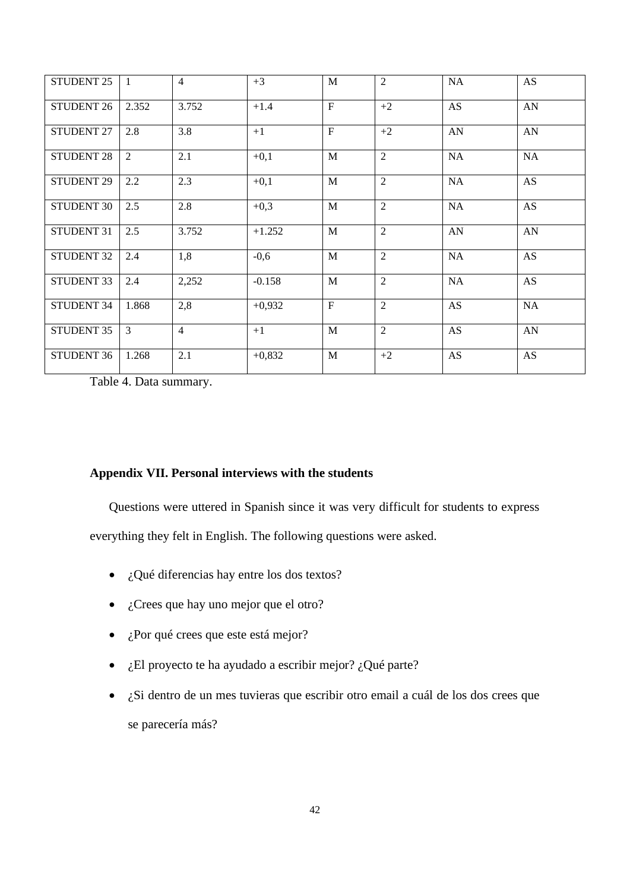| STUDENT 25 | 1 | 4 | +3 | M | 2 | NA | AS |
|---|---|---|---|---|---|---|---|
| STUDENT 26 | 2.352 | 3.752 | +1.4 | F | +2 | AS | AN |
| STUDENT 27 | 2.8 | 3.8 | +1 | F | +2 | AN | AN |
| STUDENT 28 | 2 | 2.1 | +0,1 | M | 2 | NA | NA |
| STUDENT 29 | 2.2 | 2.3 | +0,1 | M | 2 | NA | AS |
| STUDENT 30 | 2.5 | 2.8 | +0,3 | M | 2 | NA | AS |
| STUDENT 31 | 2.5 | 3.752 | +1.252 | M | 2 | AN | AN |
| STUDENT 32 | 2.4 | 1,8 | -0,6 | M | 2 | NA | AS |
| STUDENT 33 | 2.4 | 2,252 | -0.158 | M | 2 | NA | AS |
| STUDENT 34 | 1.868 | 2,8 | +0,932 | F | 2 | AS | NA |
| STUDENT 35 | 3 | 4 | +1 | M | 2 | AS | AN |
| STUDENT 36 | 1.268 | 2.1 | +0,832 | M | +2 | AS | AS |

Table 4. Data summary.

## Appendix VII. Personal interviews with the students

Questions were uttered in Spanish since it was very difficult for students to express everything they felt in English. The following questions were asked.

- ¿Qué diferencias hay entre los dos textos?
- ¿Crees que hay uno mejor que el otro?
- ¿Por qué crees que este está mejor?
- ¿El proyecto te ha ayudado a escribir mejor? ¿Qué parte?
- ¿Si dentro de un mes tuvieras que escribir otro email a cuál de los dos crees que se parecería más?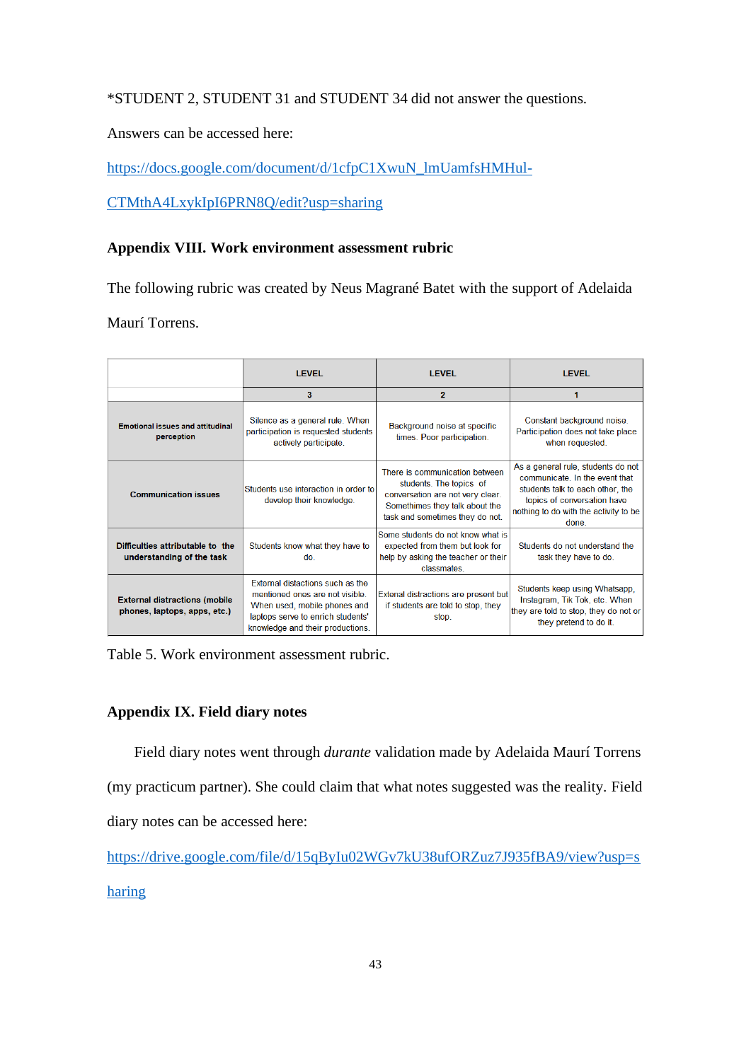*STUDENT 2, STUDENT 31 and STUDENT 34 did not answer the questions.

Answers can be accessed here:

https://docs.google.com/document/d/1cfpC1XwuN_lmUamfsHMHul-CTMthA4LxykIpI6PRN8Q/edit?usp=sharing

### Appendix VIII. Work environment assessment rubric

The following rubric was created by Neus Magrané Batet with the support of Adelaida Maurí Torrens.

| | LEVEL | LEVEL | LEVEL |
|---|---|---|---|
| | 3 | 2 | 1 |
| **Emotional issues and attitudinal perception** | Silence as a general rule. When participation is requested students actively participate. | Background noise at specific times. Poor participation. | Constant background noise. Participation does not take place when requested. |
| **Communication issues** | Students use interaction in order to develop their knowledge. | There is communication between students. The topics of conversation are not very clear. Somethimes they talk about the task and sometimes they do not. | As a general rule, students do not communicate. In the event that students talk to each other, the topics of conversation have nothing to do with the activity to be done. |
| **Difficulties attributable to the understanding of the task** | Students know what they have to do. | Some students do not know what is expected from them but look for help by asking the teacher or their classmates. | Students do not understand the task they have to do. |
| **External distractions (mobile phones, laptops, apps, etc.)** | External distractions such as the mentioned ones are not visible. When used, mobile phones and laptops serve to enrich students' knowledge and their productions. | External distractions are present but if students are told to stop, they stop. | Students keep using Whatsapp, Instagram, Tik Tok, etc. When they are told to stop, they do not or they pretend to do it. |

Table 5. Work environment assessment rubric.

### Appendix IX. Field diary notes

Field diary notes went through *durante* validation made by Adelaida Maurí Torrens (my practicum partner). She could claim that what notes suggested was the reality. Field diary notes can be accessed here:

https://drive.google.com/file/d/15qByIu02WGv7kU38ufORZuz7J935fBA9/view?usp=sharing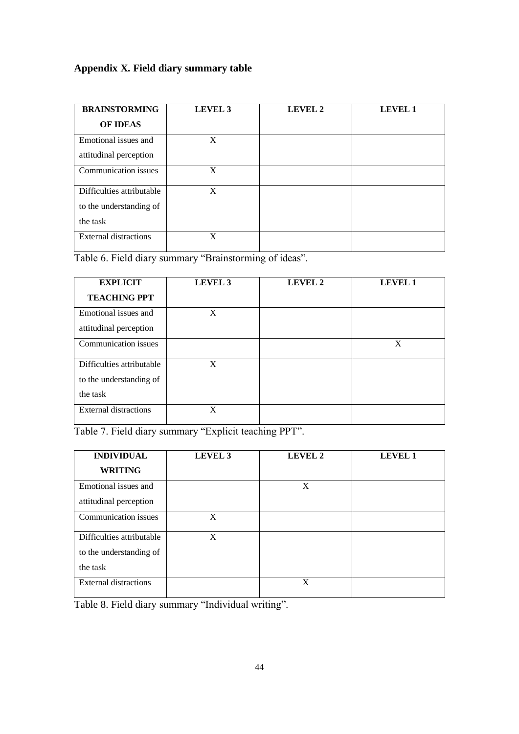## Appendix X. Field diary summary table

| BRAINSTORMING OF IDEAS | LEVEL 3 | LEVEL 2 | LEVEL 1 |
|---|---|---|---|
| Emotional issues and attitudinal perception | X | | |
| Communication issues | X | | |
| Difficulties attributable to the understanding of the task | X | | |
| External distractions | X | | |

Table 6. Field diary summary "Brainstorming of ideas".

| EXPLICIT TEACHING PPT | LEVEL 3 | LEVEL 2 | LEVEL 1 |
|---|---|---|---|
| Emotional issues and attitudinal perception | X | | |
| Communication issues | | | X |
| Difficulties attributable to the understanding of the task | X | | |
| External distractions | X | | |

Table 7. Field diary summary "Explicit teaching PPT".

| INDIVIDUAL WRITING | LEVEL 3 | LEVEL 2 | LEVEL 1 |
|---|---|---|---|
| Emotional issues and attitudinal perception | | X | |
| Communication issues | X | | |
| Difficulties attributable to the understanding of the task | X | | |
| External distractions | | X | |

Table 8. Field diary summary "Individual writing".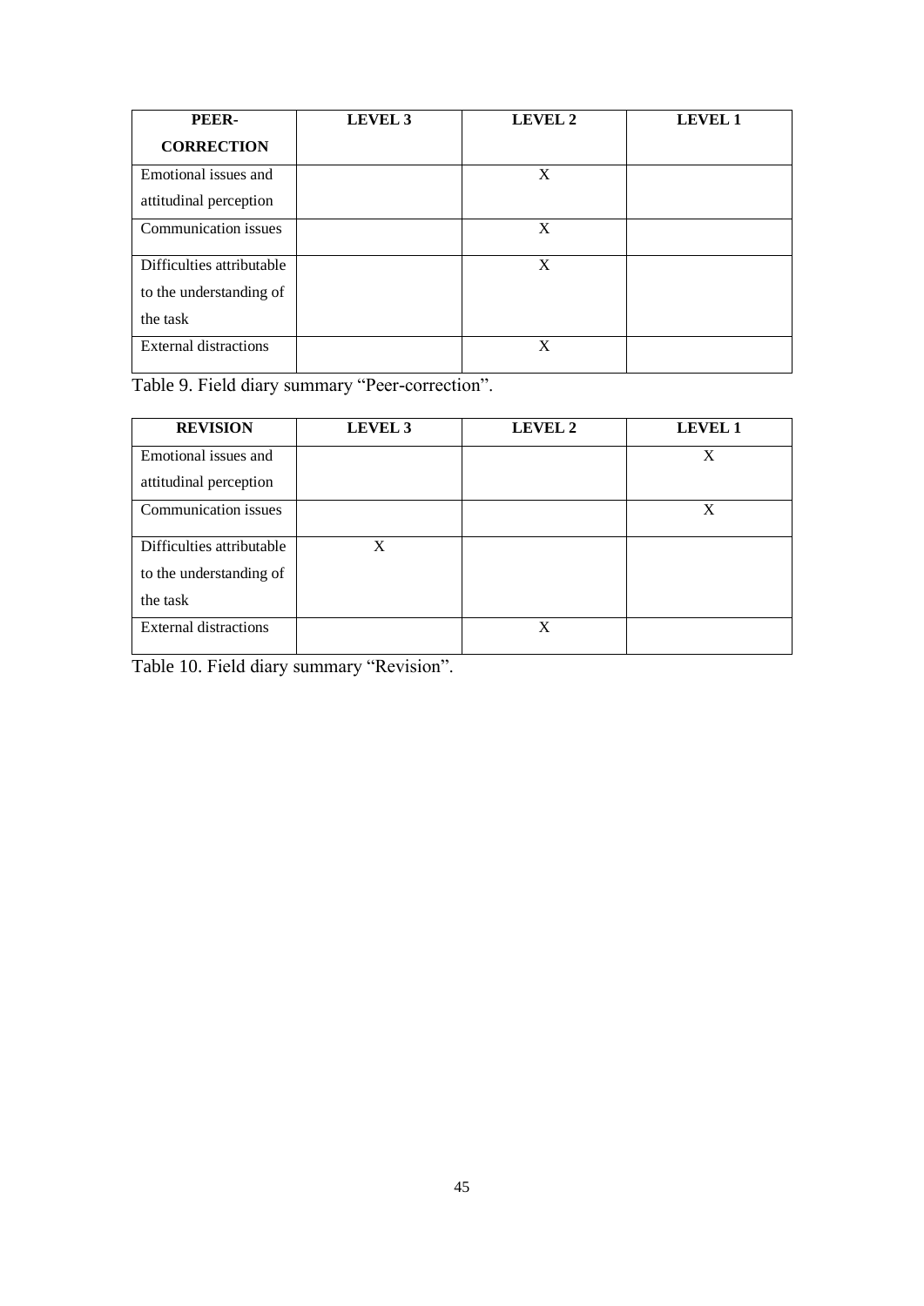| PEER-CORRECTION | LEVEL 3 | LEVEL 2 | LEVEL 1 |
|---|---|---|---|
| Emotional issues and attitudinal perception | | X | |
| Communication issues | | X | |
| Difficulties attributable to the understanding of the task | | X | |
| External distractions | | X | |

Table 9. Field diary summary "Peer-correction".

| REVISION | LEVEL 3 | LEVEL 2 | LEVEL 1 |
|---|---|---|---|
| Emotional issues and attitudinal perception | | | X |
| Communication issues | | | X |
| Difficulties attributable to the understanding of the task | X | | |
| External distractions | | X | |

Table 10. Field diary summary "Revision".